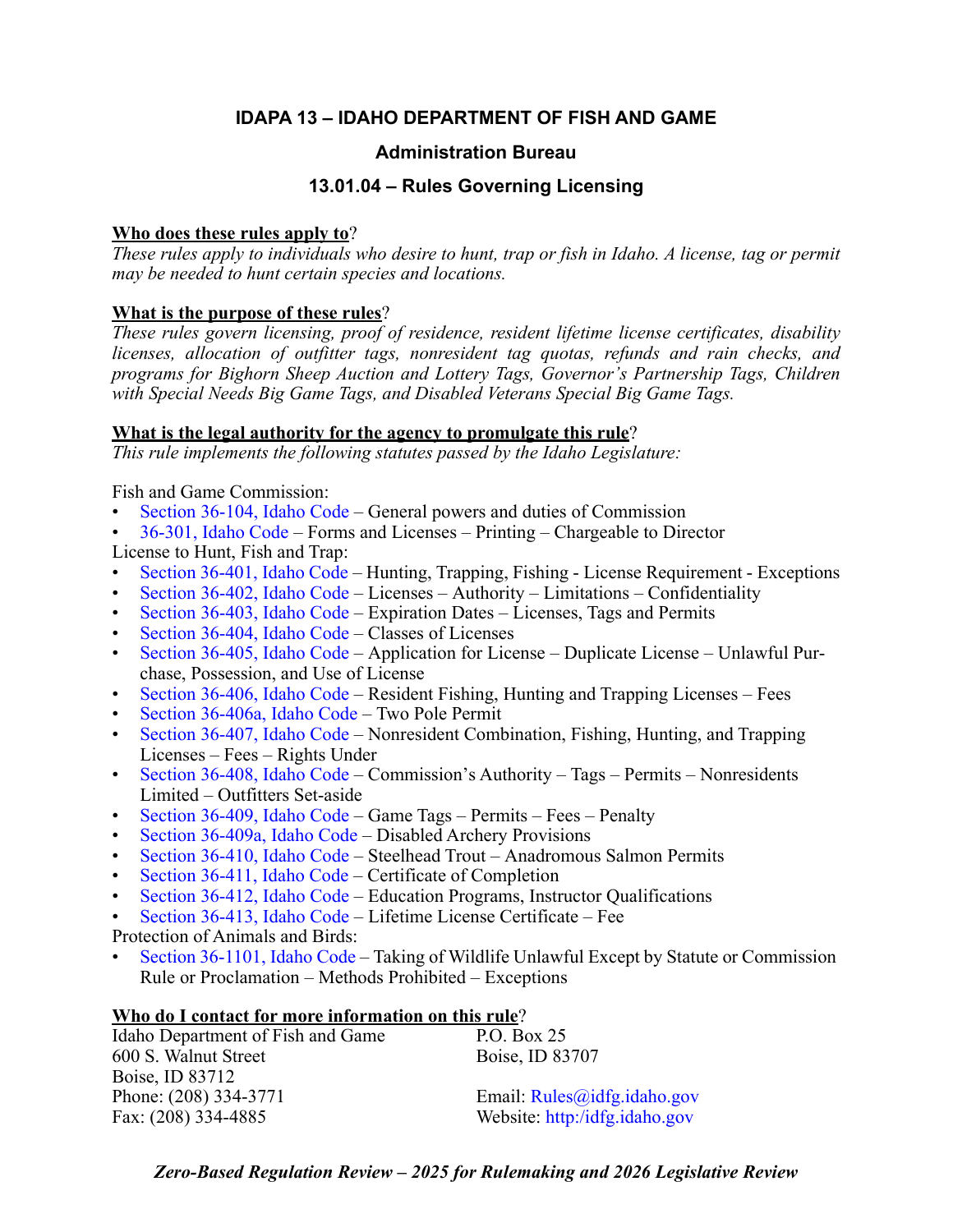# IDAPA 13 – IDAHO DEPARTMENT OF FISH AND GAME

## Administration Bureau

## 13.01.04 – Rules Governing Licensing

**Who does these rules apply to?**
*These rules apply to individuals who desire to hunt, trap or fish in Idaho. A license, tag or permit may be needed to hunt certain species and locations.*

**What is the purpose of these rules?**
*These rules govern licensing, proof of residence, resident lifetime license certificates, disability licenses, allocation of outfitter tags, nonresident tag quotas, refunds and rain checks, and programs for Bighorn Sheep Auction and Lottery Tags, Governor's Partnership Tags, Children with Special Needs Big Game Tags, and Disabled Veterans Special Big Game Tags.*

**What is the legal authority for the agency to promulgate this rule?**
*This rule implements the following statutes passed by the Idaho Legislature:*

Fish and Game Commission:
- Section 36-104, Idaho Code – General powers and duties of Commission
- 36-301, Idaho Code – Forms and Licenses – Printing – Chargeable to Director

License to Hunt, Fish and Trap:
- Section 36-401, Idaho Code – Hunting, Trapping, Fishing - License Requirement - Exceptions
- Section 36-402, Idaho Code – Licenses – Authority – Limitations – Confidentiality
- Section 36-403, Idaho Code – Expiration Dates – Licenses, Tags and Permits
- Section 36-404, Idaho Code – Classes of Licenses
- Section 36-405, Idaho Code – Application for License – Duplicate License – Unlawful Purchase, Possession, and Use of License
- Section 36-406, Idaho Code – Resident Fishing, Hunting and Trapping Licenses – Fees
- Section 36-406a, Idaho Code – Two Pole Permit
- Section 36-407, Idaho Code – Nonresident Combination, Fishing, Hunting, and Trapping Licenses – Fees – Rights Under
- Section 36-408, Idaho Code – Commission's Authority – Tags – Permits – Nonresidents Limited – Outfitters Set-aside
- Section 36-409, Idaho Code – Game Tags – Permits – Fees – Penalty
- Section 36-409a, Idaho Code – Disabled Archery Provisions
- Section 36-410, Idaho Code – Steelhead Trout – Anadromous Salmon Permits
- Section 36-411, Idaho Code – Certificate of Completion
- Section 36-412, Idaho Code – Education Programs, Instructor Qualifications
- Section 36-413, Idaho Code – Lifetime License Certificate – Fee

Protection of Animals and Birds:
- Section 36-1101, Idaho Code – Taking of Wildlife Unlawful Except by Statute or Commission Rule or Proclamation – Methods Prohibited – Exceptions

**Who do I contact for more information on this rule?**

Idaho Department of Fish and Game
600 S. Walnut Street
Boise, ID 83712
Phone: (208) 334-3771
Fax: (208) 334-4885

P.O. Box 25
Boise, ID 83707

Email: Rules@idfg.idaho.gov
Website: http:/idfg.idaho.gov

***Zero-Based Regulation Review – 2025 for Rulemaking and 2026 Legislative Review***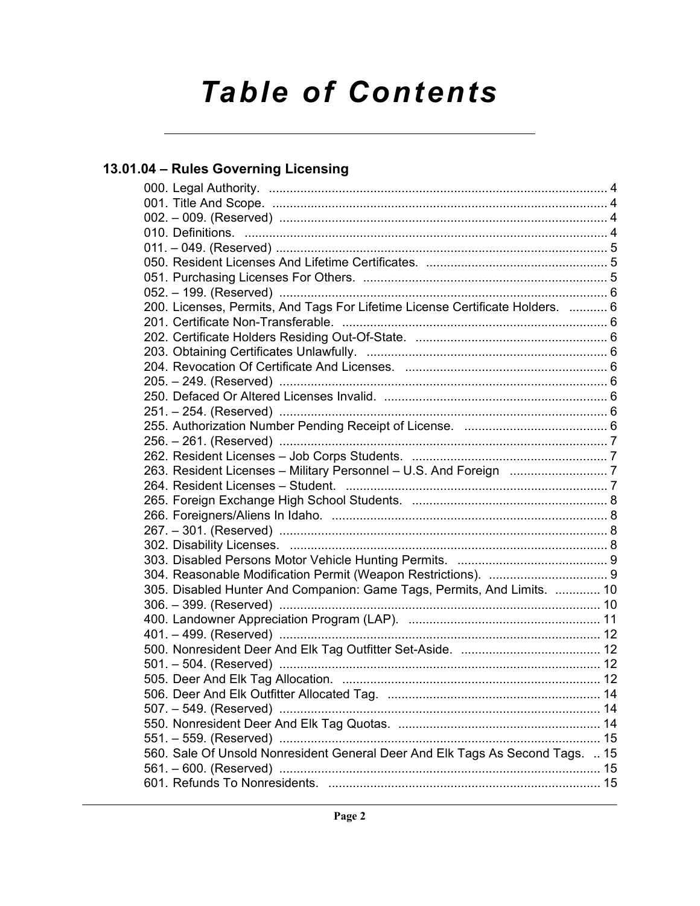# *Table of Contents*

## 13.01.04 – Rules Governing Licensing

000. Legal Authority. .................................................................................................. 4
001. Title And Scope. ................................................................................................. 4
002. – 009. (Reserved) .............................................................................................. 4
010. Definitions. ........................................................................................................ 4
011. – 049. (Reserved) .............................................................................................. 5
050. Resident Licenses And Lifetime Certificates. .................................................... 5
051. Purchasing Licenses For Others. ...................................................................... 5
052. – 199. (Reserved) .............................................................................................. 6
200. Licenses, Permits, And Tags For Lifetime License Certificate Holders. ........... 6
201. Certificate Non-Transferable. ............................................................................ 6
202. Certificate Holders Residing Out-Of-State. ....................................................... 6
203. Obtaining Certificates Unlawfully. ..................................................................... 6
204. Revocation Of Certificate And Licenses. .......................................................... 6
205. – 249. (Reserved) .............................................................................................. 6
250. Defaced Or Altered Licenses Invalid. ................................................................ 6
251. – 254. (Reserved) .............................................................................................. 6
255. Authorization Number Pending Receipt of License. .......................................... 6
256. – 261. (Reserved) .............................................................................................. 7
262. Resident Licenses – Job Corps Students. ........................................................ 7
263. Resident Licenses – Military Personnel – U.S. And Foreign ............................ 7
264. Resident Licenses – Student. ........................................................................... 7
265. Foreign Exchange High School Students. ........................................................ 8
266. Foreigners/Aliens In Idaho. ............................................................................... 8
267. – 301. (Reserved) .............................................................................................. 8
302. Disability Licenses. ........................................................................................... 8
303. Disabled Persons Motor Vehicle Hunting Permits. ........................................... 9
304. Reasonable Modification Permit (Weapon Restrictions). .................................. 9
305. Disabled Hunter And Companion: Game Tags, Permits, And Limits. ............. 10
306. – 399. (Reserved) ............................................................................................ 10
400. Landowner Appreciation Program (LAP). ....................................................... 11
401. – 499. (Reserved) ............................................................................................ 12
500. Nonresident Deer And Elk Tag Outfitter Set-Aside. ........................................ 12
501. – 504. (Reserved) ............................................................................................ 12
505. Deer And Elk Tag Allocation. .......................................................................... 12
506. Deer And Elk Outfitter Allocated Tag. ............................................................. 14
507. – 549. (Reserved) ............................................................................................ 14
550. Nonresident Deer And Elk Tag Quotas. .......................................................... 14
551. – 559. (Reserved) ............................................................................................ 15
560. Sale Of Unsold Nonresident General Deer And Elk Tags As Second Tags. .. 15
561. – 600. (Reserved) ............................................................................................ 15
601. Refunds To Nonresidents. .............................................................................. 15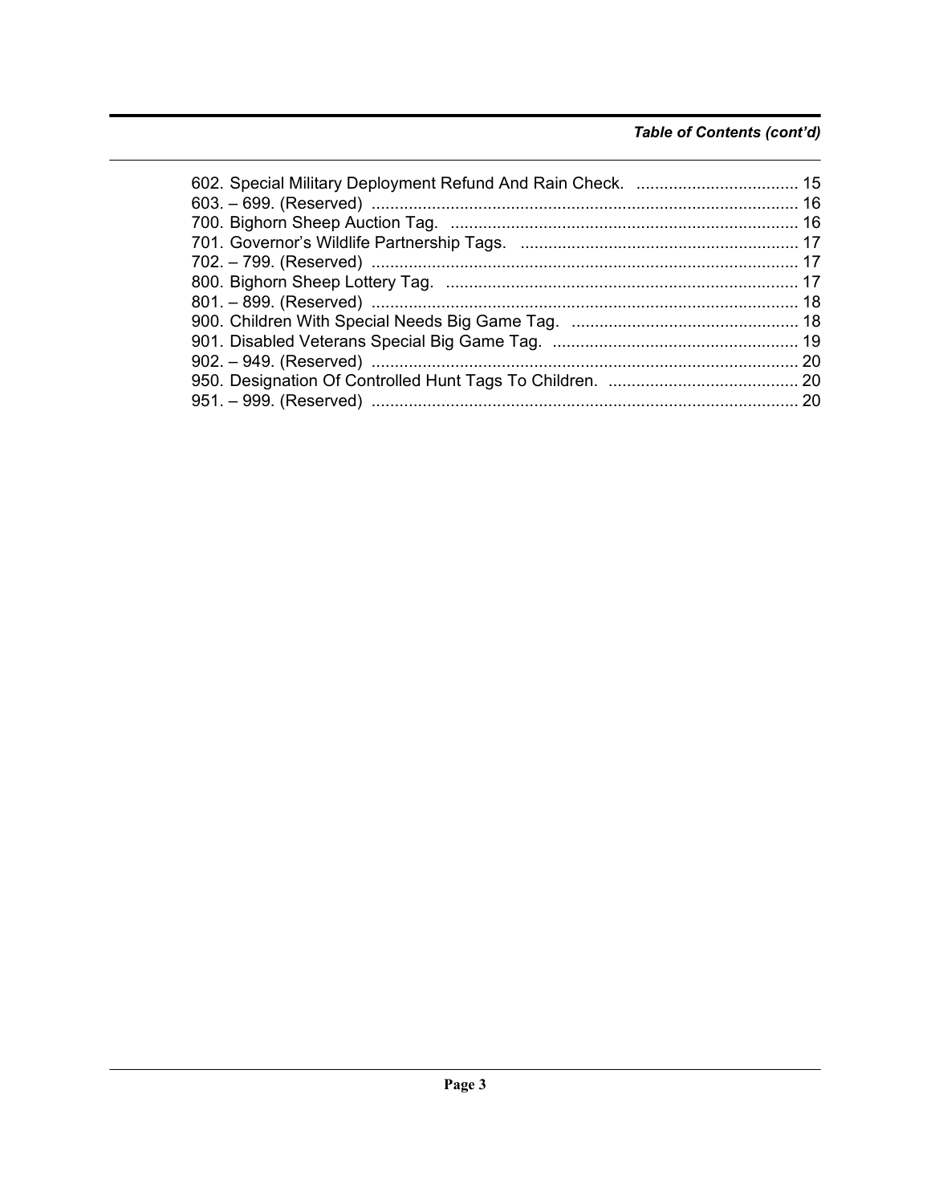*Table of Contents (cont'd)*

602. Special Military Deployment Refund And Rain Check. .................................. 15
603. – 699. (Reserved) .......................................................................................... 16
700. Bighorn Sheep Auction Tag. .......................................................................... 16
701. Governor's Wildlife Partnership Tags. ............................................................ 17
702. – 799. (Reserved) .......................................................................................... 17
800. Bighorn Sheep Lottery Tag. ........................................................................... 17
801. – 899. (Reserved) .......................................................................................... 18
900. Children With Special Needs Big Game Tag. ................................................. 18
901. Disabled Veterans Special Big Game Tag. ..................................................... 19
902. – 949. (Reserved) .......................................................................................... 20
950. Designation Of Controlled Hunt Tags To Children. ......................................... 20
951. – 999. (Reserved) .......................................................................................... 20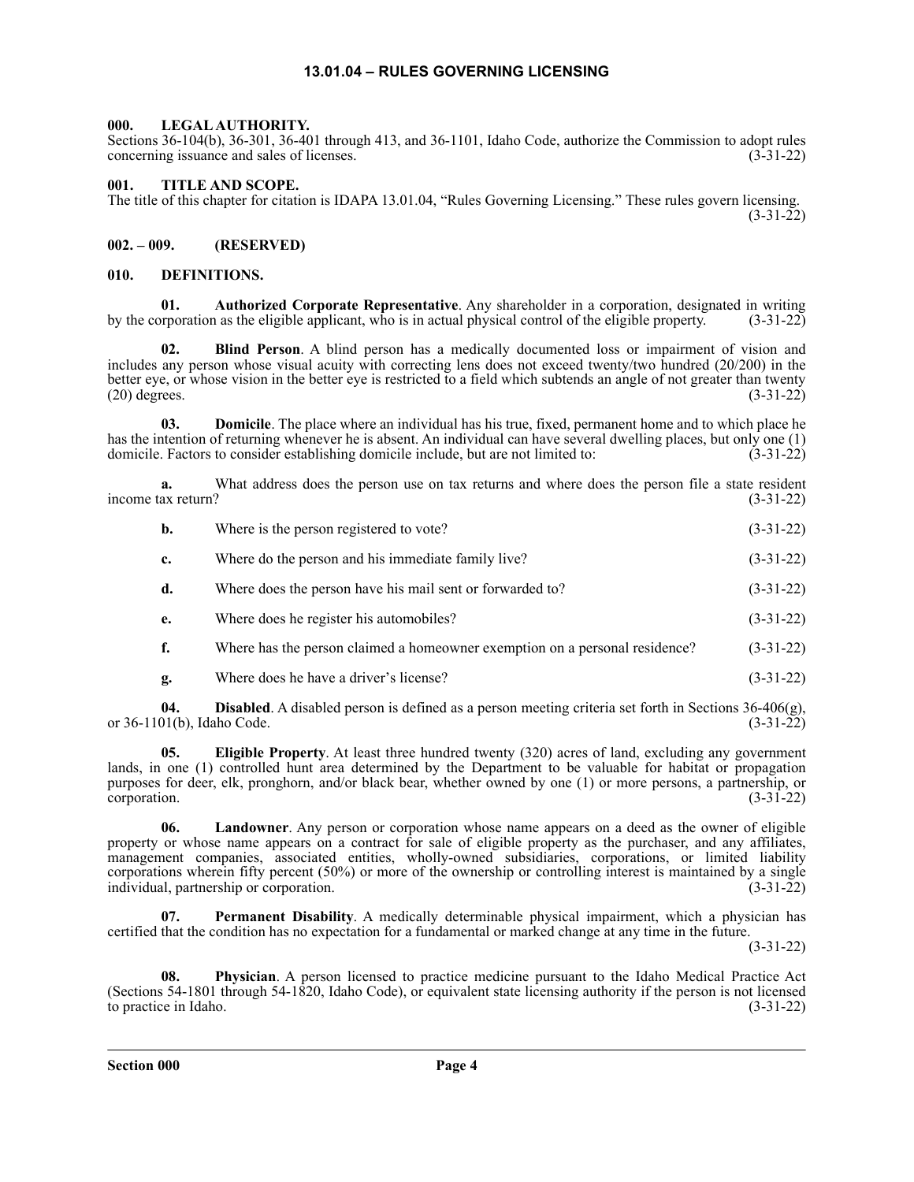# 13.01.04 – RULES GOVERNING LICENSING

**000. LEGAL AUTHORITY.**

Sections 36-104(b), 36-301, 36-401 through 413, and 36-1101, Idaho Code, authorize the Commission to adopt rules concerning issuance and sales of licenses. (3-31-22)

**001. TITLE AND SCOPE.**

The title of this chapter for citation is IDAPA 13.01.04, "Rules Governing Licensing." These rules govern licensing. (3-31-22)

**002. – 009. (RESERVED)**

**010. DEFINITIONS.**

**01. Authorized Corporate Representative**. Any shareholder in a corporation, designated in writing by the corporation as the eligible applicant, who is in actual physical control of the eligible property. (3-31-22)

**02. Blind Person**. A blind person has a medically documented loss or impairment of vision and includes any person whose visual acuity with correcting lens does not exceed twenty/two hundred (20/200) in the better eye, or whose vision in the better eye is restricted to a field which subtends an angle of not greater than twenty (20) degrees. (3-31-22)

**03. Domicile**. The place where an individual has his true, fixed, permanent home and to which place he has the intention of returning whenever he is absent. An individual can have several dwelling places, but only one (1) domicile. Factors to consider establishing domicile include, but are not limited to: (3-31-22)

**a.** What address does the person use on tax returns and where does the person file a state resident income tax return? (3-31-22)

**b.** Where is the person registered to vote? (3-31-22)

**c.** Where do the person and his immediate family live? (3-31-22)

**d.** Where does the person have his mail sent or forwarded to? (3-31-22)

**e.** Where does he register his automobiles? (3-31-22)

**f.** Where has the person claimed a homeowner exemption on a personal residence? (3-31-22)

**g.** Where does he have a driver's license? (3-31-22)

**04. Disabled**. A disabled person is defined as a person meeting criteria set forth in Sections 36-406(g), or 36-1101(b), Idaho Code. (3-31-22)

**05. Eligible Property**. At least three hundred twenty (320) acres of land, excluding any government lands, in one (1) controlled hunt area determined by the Department to be valuable for habitat or propagation purposes for deer, elk, pronghorn, and/or black bear, whether owned by one (1) or more persons, a partnership, or corporation. (3-31-22)

**06. Landowner**. Any person or corporation whose name appears on a deed as the owner of eligible property or whose name appears on a contract for sale of eligible property as the purchaser, and any affiliates, management companies, associated entities, wholly-owned subsidiaries, corporations, or limited liability corporations wherein fifty percent (50%) or more of the ownership or controlling interest is maintained by a single individual, partnership or corporation. (3-31-22)

**07. Permanent Disability**. A medically determinable physical impairment, which a physician has certified that the condition has no expectation for a fundamental or marked change at any time in the future. (3-31-22)

**08. Physician**. A person licensed to practice medicine pursuant to the Idaho Medical Practice Act (Sections 54-1801 through 54-1820, Idaho Code), or equivalent state licensing authority if the person is not licensed to practice in Idaho. (3-31-22)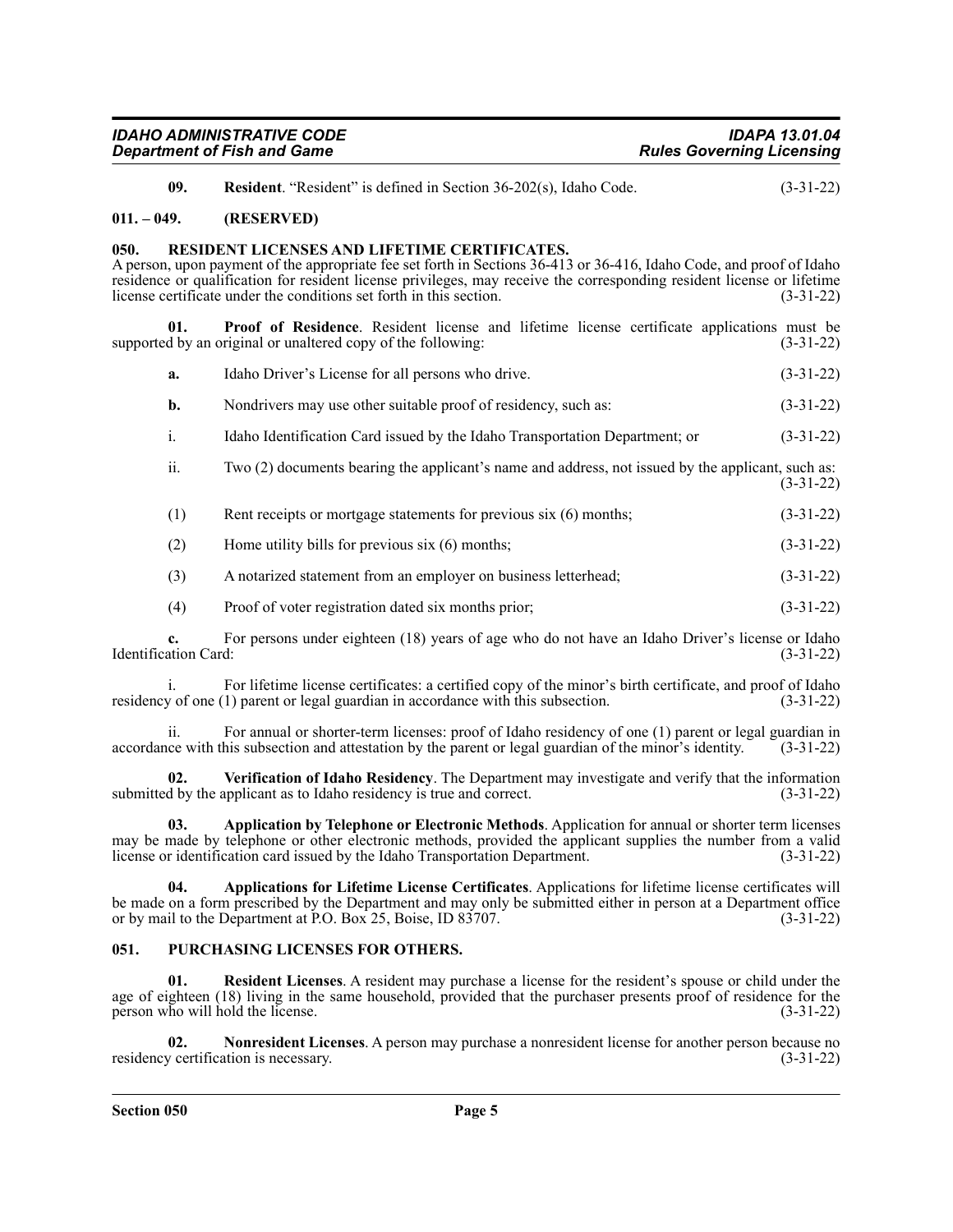**09. Resident**. "Resident" is defined in Section 36-202(s), Idaho Code. (3-31-22)

## 011. – 049. (RESERVED)

## 050. RESIDENT LICENSES AND LIFETIME CERTIFICATES.

A person, upon payment of the appropriate fee set forth in Sections 36-413 or 36-416, Idaho Code, and proof of Idaho residence or qualification for resident license privileges, may receive the corresponding resident license or lifetime license certificate under the conditions set forth in this section. (3-31-22)

**01. Proof of Residence**. Resident license and lifetime license certificate applications must be supported by an original or unaltered copy of the following: (3-31-22)

**a.** Idaho Driver's License for all persons who drive. (3-31-22)

**b.** Nondrivers may use other suitable proof of residency, such as: (3-31-22)

i. Idaho Identification Card issued by the Idaho Transportation Department; or (3-31-22)

ii. Two (2) documents bearing the applicant's name and address, not issued by the applicant, such as: (3-31-22)

(1) Rent receipts or mortgage statements for previous six (6) months; (3-31-22)

(2) Home utility bills for previous six (6) months; (3-31-22)

(3) A notarized statement from an employer on business letterhead; (3-31-22)

(4) Proof of voter registration dated six months prior; (3-31-22)

**c.** For persons under eighteen (18) years of age who do not have an Idaho Driver's license or Idaho Identification Card: (3-31-22)

i. For lifetime license certificates: a certified copy of the minor's birth certificate, and proof of Idaho residency of one (1) parent or legal guardian in accordance with this subsection. (3-31-22)

ii. For annual or shorter-term licenses: proof of Idaho residency of one (1) parent or legal guardian in accordance with this subsection and attestation by the parent or legal guardian of the minor's identity. (3-31-22)

**02. Verification of Idaho Residency**. The Department may investigate and verify that the information submitted by the applicant as to Idaho residency is true and correct. (3-31-22)

**03. Application by Telephone or Electronic Methods**. Application for annual or shorter term licenses may be made by telephone or other electronic methods, provided the applicant supplies the number from a valid license or identification card issued by the Idaho Transportation Department. (3-31-22)

**04. Applications for Lifetime License Certificates**. Applications for lifetime license certificates will be made on a form prescribed by the Department and may only be submitted either in person at a Department office or by mail to the Department at P.O. Box 25, Boise, ID 83707. (3-31-22)

## 051. PURCHASING LICENSES FOR OTHERS.

**01. Resident Licenses**. A resident may purchase a license for the resident's spouse or child under the age of eighteen (18) living in the same household, provided that the purchaser presents proof of residence for the person who will hold the license. (3-31-22)

**02. Nonresident Licenses**. A person may purchase a nonresident license for another person because no residency certification is necessary. (3-31-22)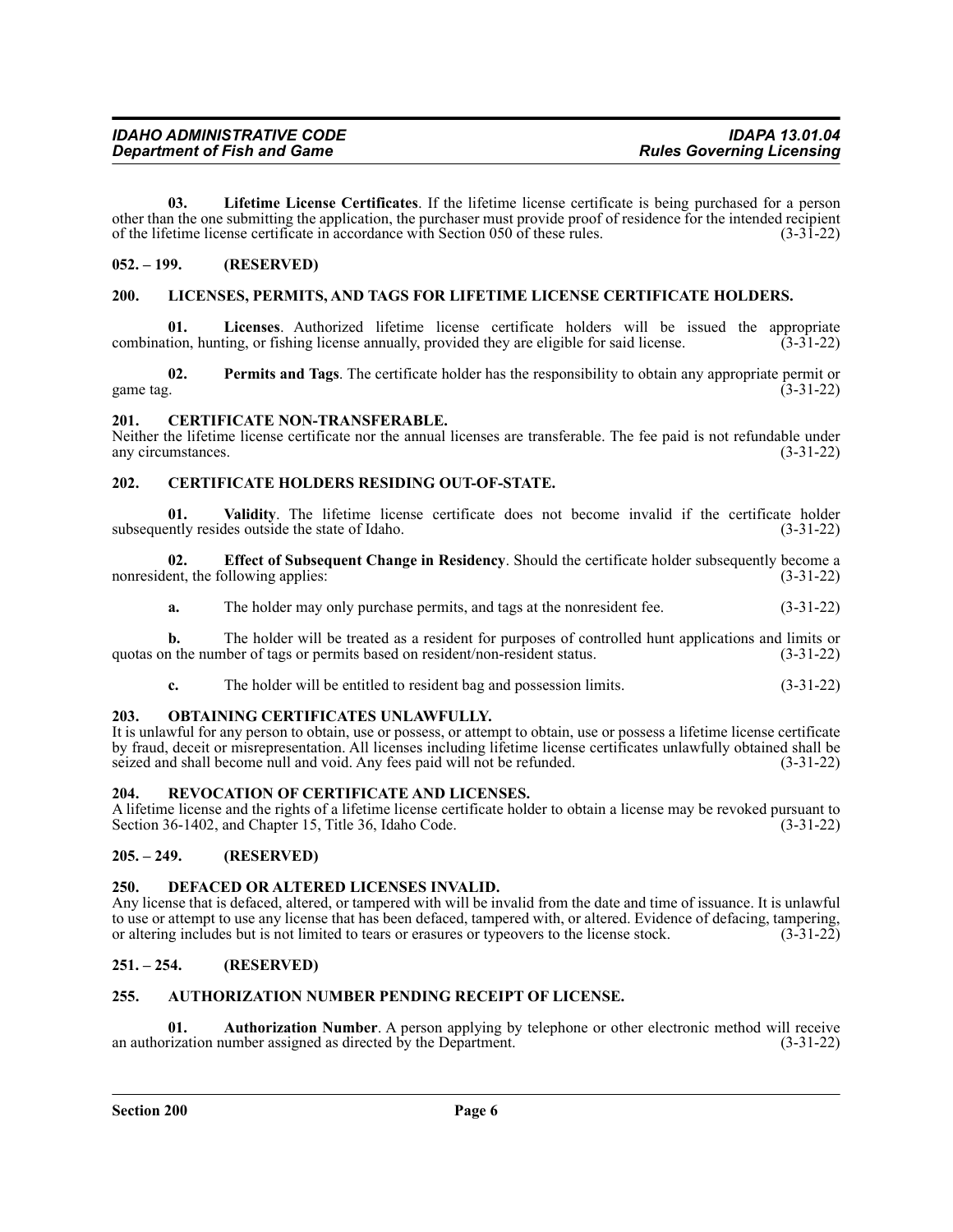**03. Lifetime License Certificates**. If the lifetime license certificate is being purchased for a person other than the one submitting the application, the purchaser must provide proof of residence for the intended recipient of the lifetime license certificate in accordance with Section 050 of these rules. (3-31-22)

## 052. – 199. (RESERVED)

## 200. LICENSES, PERMITS, AND TAGS FOR LIFETIME LICENSE CERTIFICATE HOLDERS.

**01. Licenses**. Authorized lifetime license certificate holders will be issued the appropriate combination, hunting, or fishing license annually, provided they are eligible for said license. (3-31-22)

**02. Permits and Tags**. The certificate holder has the responsibility to obtain any appropriate permit or game tag. (3-31-22)

## 201. CERTIFICATE NON-TRANSFERABLE.

Neither the lifetime license certificate nor the annual licenses are transferable. The fee paid is not refundable under any circumstances. (3-31-22)

## 202. CERTIFICATE HOLDERS RESIDING OUT-OF-STATE.

**01. Validity**. The lifetime license certificate does not become invalid if the certificate holder subsequently resides outside the state of Idaho. (3-31-22)

**02. Effect of Subsequent Change in Residency**. Should the certificate holder subsequently become a nonresident, the following applies: (3-31-22)

**a.** The holder may only purchase permits, and tags at the nonresident fee. (3-31-22)

**b.** The holder will be treated as a resident for purposes of controlled hunt applications and limits or quotas on the number of tags or permits based on resident/non-resident status. (3-31-22)

**c.** The holder will be entitled to resident bag and possession limits. (3-31-22)

## 203. OBTAINING CERTIFICATES UNLAWFULLY.

It is unlawful for any person to obtain, use or possess, or attempt to obtain, use or possess a lifetime license certificate by fraud, deceit or misrepresentation. All licenses including lifetime license certificates unlawfully obtained shall be seized and shall become null and void. Any fees paid will not be refunded. (3-31-22)

## 204. REVOCATION OF CERTIFICATE AND LICENSES.

A lifetime license and the rights of a lifetime license certificate holder to obtain a license may be revoked pursuant to Section 36-1402, and Chapter 15, Title 36, Idaho Code. (3-31-22)

## 205. – 249. (RESERVED)

## 250. DEFACED OR ALTERED LICENSES INVALID.

Any license that is defaced, altered, or tampered with will be invalid from the date and time of issuance. It is unlawful to use or attempt to use any license that has been defaced, tampered with, or altered. Evidence of defacing, tampering, or altering includes but is not limited to tears or erasures or typeovers to the license stock. (3-31-22)

## 251. – 254. (RESERVED)

## 255. AUTHORIZATION NUMBER PENDING RECEIPT OF LICENSE.

**01. Authorization Number**. A person applying by telephone or other electronic method will receive an authorization number assigned as directed by the Department. (3-31-22)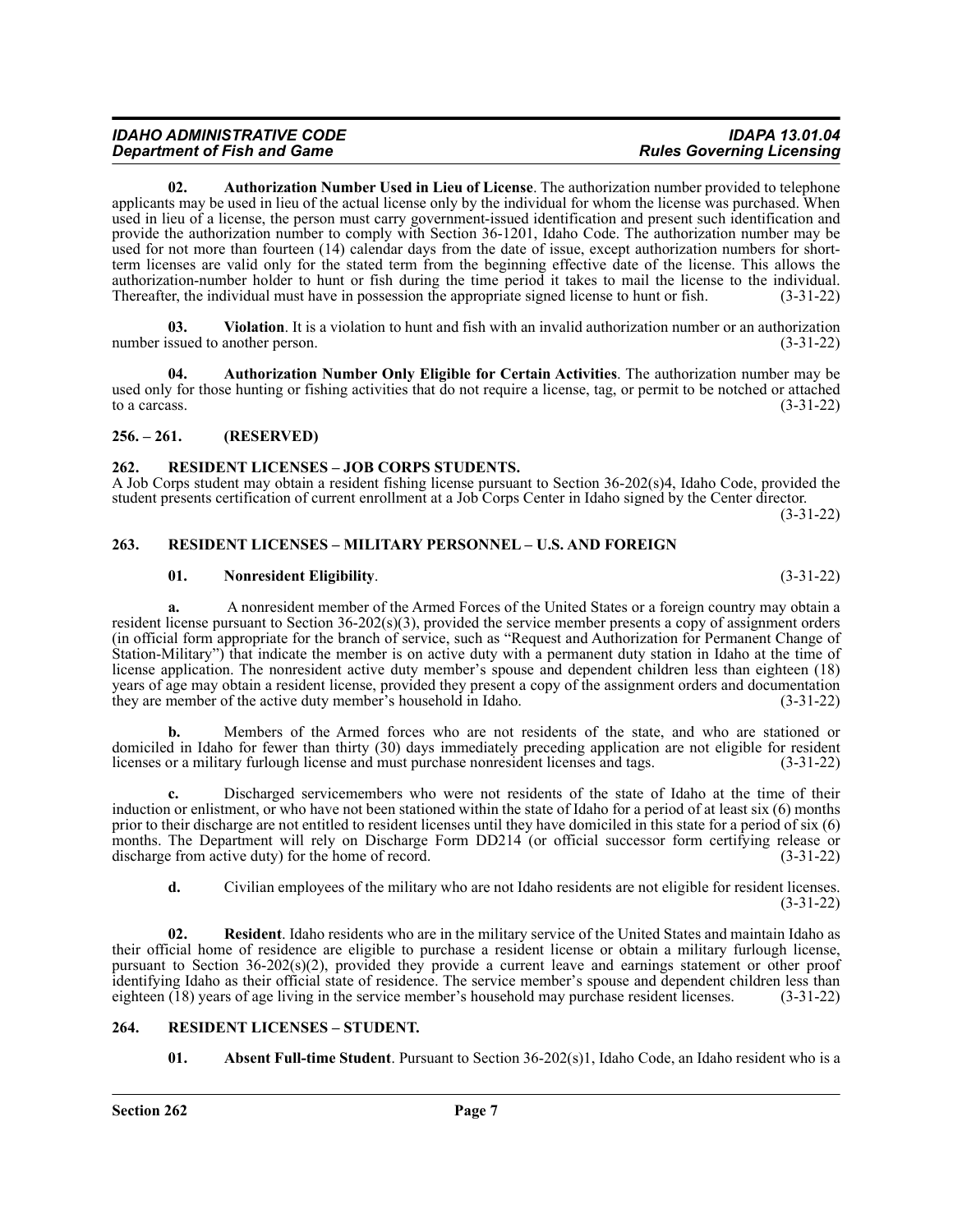**02. Authorization Number Used in Lieu of License**. The authorization number provided to telephone applicants may be used in lieu of the actual license only by the individual for whom the license was purchased. When used in lieu of a license, the person must carry government-issued identification and present such identification and provide the authorization number to comply with Section 36-1201, Idaho Code. The authorization number may be used for not more than fourteen (14) calendar days from the date of issue, except authorization numbers for short-term licenses are valid only for the stated term from the beginning effective date of the license. This allows the authorization-number holder to hunt or fish during the time period it takes to mail the license to the individual. Thereafter, the individual must have in possession the appropriate signed license to hunt or fish. (3-31-22)

**03. Violation**. It is a violation to hunt and fish with an invalid authorization number or an authorization number issued to another person. (3-31-22)

**04. Authorization Number Only Eligible for Certain Activities**. The authorization number may be used only for those hunting or fishing activities that do not require a license, tag, or permit to be notched or attached to a carcass. (3-31-22)

## 256. – 261. (RESERVED)

## 262. RESIDENT LICENSES – JOB CORPS STUDENTS.

A Job Corps student may obtain a resident fishing license pursuant to Section 36-202(s)4, Idaho Code, provided the student presents certification of current enrollment at a Job Corps Center in Idaho signed by the Center director. (3-31-22)

## 263. RESIDENT LICENSES – MILITARY PERSONNEL – U.S. AND FOREIGN

**01. Nonresident Eligibility**. (3-31-22)

**a.** A nonresident member of the Armed Forces of the United States or a foreign country may obtain a resident license pursuant to Section 36-202(s)(3), provided the service member presents a copy of assignment orders (in official form appropriate for the branch of service, such as "Request and Authorization for Permanent Change of Station-Military") that indicate the member is on active duty with a permanent duty station in Idaho at the time of license application. The nonresident active duty member's spouse and dependent children less than eighteen (18) years of age may obtain a resident license, provided they present a copy of the assignment orders and documentation they are member of the active duty member's household in Idaho. (3-31-22)

**b.** Members of the Armed forces who are not residents of the state, and who are stationed or domiciled in Idaho for fewer than thirty (30) days immediately preceding application are not eligible for resident licenses or a military furlough license and must purchase nonresident licenses and tags. (3-31-22)

**c.** Discharged servicemembers who were not residents of the state of Idaho at the time of their induction or enlistment, or who have not been stationed within the state of Idaho for a period of at least six (6) months prior to their discharge are not entitled to resident licenses until they have domiciled in this state for a period of six (6) months. The Department will rely on Discharge Form DD214 (or official successor form certifying release or discharge from active duty) for the home of record. (3-31-22)

**d.** Civilian employees of the military who are not Idaho residents are not eligible for resident licenses. (3-31-22)

**02. Resident**. Idaho residents who are in the military service of the United States and maintain Idaho as their official home of residence are eligible to purchase a resident license or obtain a military furlough license, pursuant to Section 36-202(s)(2), provided they provide a current leave and earnings statement or other proof identifying Idaho as their official state of residence. The service member's spouse and dependent children less than eighteen (18) years of age living in the service member's household may purchase resident licenses. (3-31-22)

## 264. RESIDENT LICENSES – STUDENT.

**01. Absent Full-time Student**. Pursuant to Section 36-202(s)1, Idaho Code, an Idaho resident who is a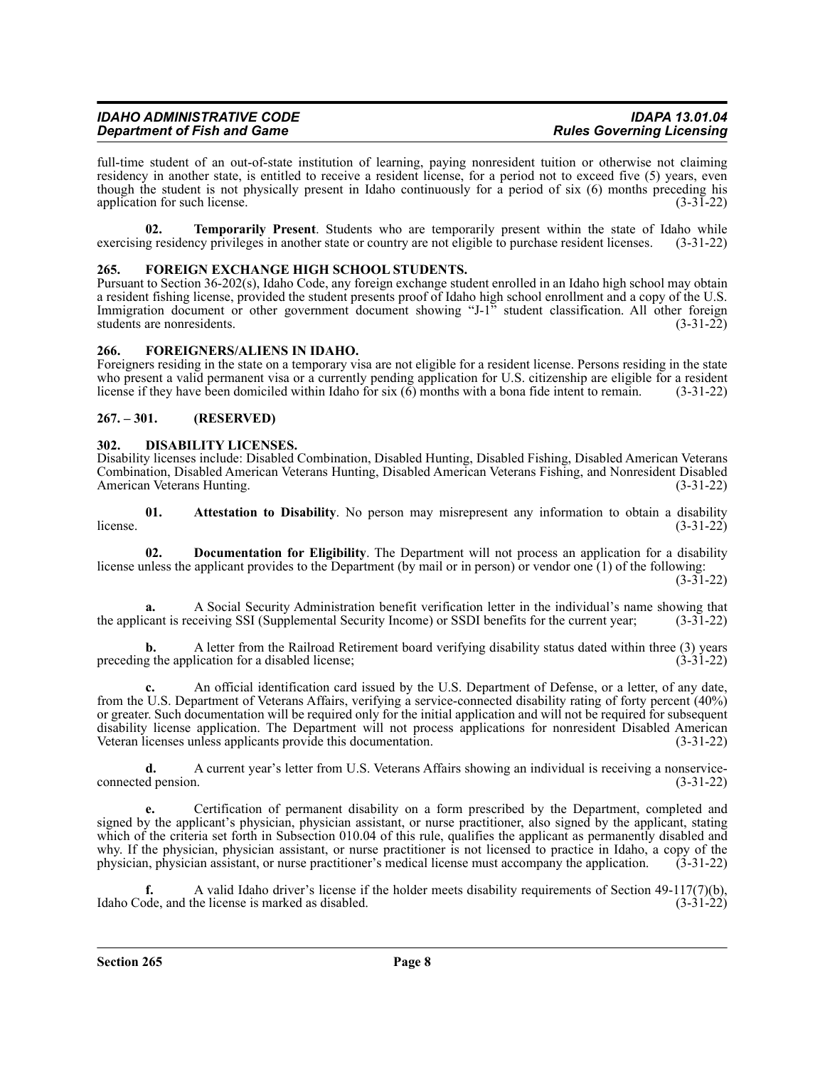full-time student of an out-of-state institution of learning, paying nonresident tuition or otherwise not claiming residency in another state, is entitled to receive a resident license, for a period not to exceed five (5) years, even though the student is not physically present in Idaho continuously for a period of six (6) months preceding his application for such license. (3-31-22)

**02. Temporarily Present**. Students who are temporarily present within the state of Idaho while exercising residency privileges in another state or country are not eligible to purchase resident licenses. (3-31-22)

### 265. FOREIGN EXCHANGE HIGH SCHOOL STUDENTS.

Pursuant to Section 36-202(s), Idaho Code, any foreign exchange student enrolled in an Idaho high school may obtain a resident fishing license, provided the student presents proof of Idaho high school enrollment and a copy of the U.S. Immigration document or other government document showing "J-1" student classification. All other foreign students are nonresidents. (3-31-22)

### 266. FOREIGNERS/ALIENS IN IDAHO.

Foreigners residing in the state on a temporary visa are not eligible for a resident license. Persons residing in the state who present a valid permanent visa or a currently pending application for U.S. citizenship are eligible for a resident license if they have been domiciled within Idaho for six (6) months with a bona fide intent to remain. (3-31-22)

### 267. – 301. (RESERVED)

### 302. DISABILITY LICENSES.

Disability licenses include: Disabled Combination, Disabled Hunting, Disabled Fishing, Disabled American Veterans Combination, Disabled American Veterans Hunting, Disabled American Veterans Fishing, and Nonresident Disabled American Veterans Hunting. (3-31-22)

**01. Attestation to Disability**. No person may misrepresent any information to obtain a disability license. (3-31-22)

**02. Documentation for Eligibility**. The Department will not process an application for a disability license unless the applicant provides to the Department (by mail or in person) or vendor one (1) of the following: (3-31-22)

**a.** A Social Security Administration benefit verification letter in the individual's name showing that the applicant is receiving SSI (Supplemental Security Income) or SSDI benefits for the current year; (3-31-22)

**b.** A letter from the Railroad Retirement board verifying disability status dated within three (3) years preceding the application for a disabled license; (3-31-22)

**c.** An official identification card issued by the U.S. Department of Defense, or a letter, of any date, from the U.S. Department of Veterans Affairs, verifying a service-connected disability rating of forty percent (40%) or greater. Such documentation will be required only for the initial application and will not be required for subsequent disability license application. The Department will not process applications for nonresident Disabled American Veteran licenses unless applicants provide this documentation. (3-31-22)

**d.** A current year's letter from U.S. Veterans Affairs showing an individual is receiving a nonservice-connected pension. (3-31-22)

**e.** Certification of permanent disability on a form prescribed by the Department, completed and signed by the applicant's physician, physician assistant, or nurse practitioner, also signed by the applicant, stating which of the criteria set forth in Subsection 010.04 of this rule, qualifies the applicant as permanently disabled and why. If the physician, physician assistant, or nurse practitioner is not licensed to practice in Idaho, a copy of the physician, physician assistant, or nurse practitioner's medical license must accompany the application. (3-31-22)

**f.** A valid Idaho driver's license if the holder meets disability requirements of Section 49-117(7)(b), Idaho Code, and the license is marked as disabled. (3-31-22)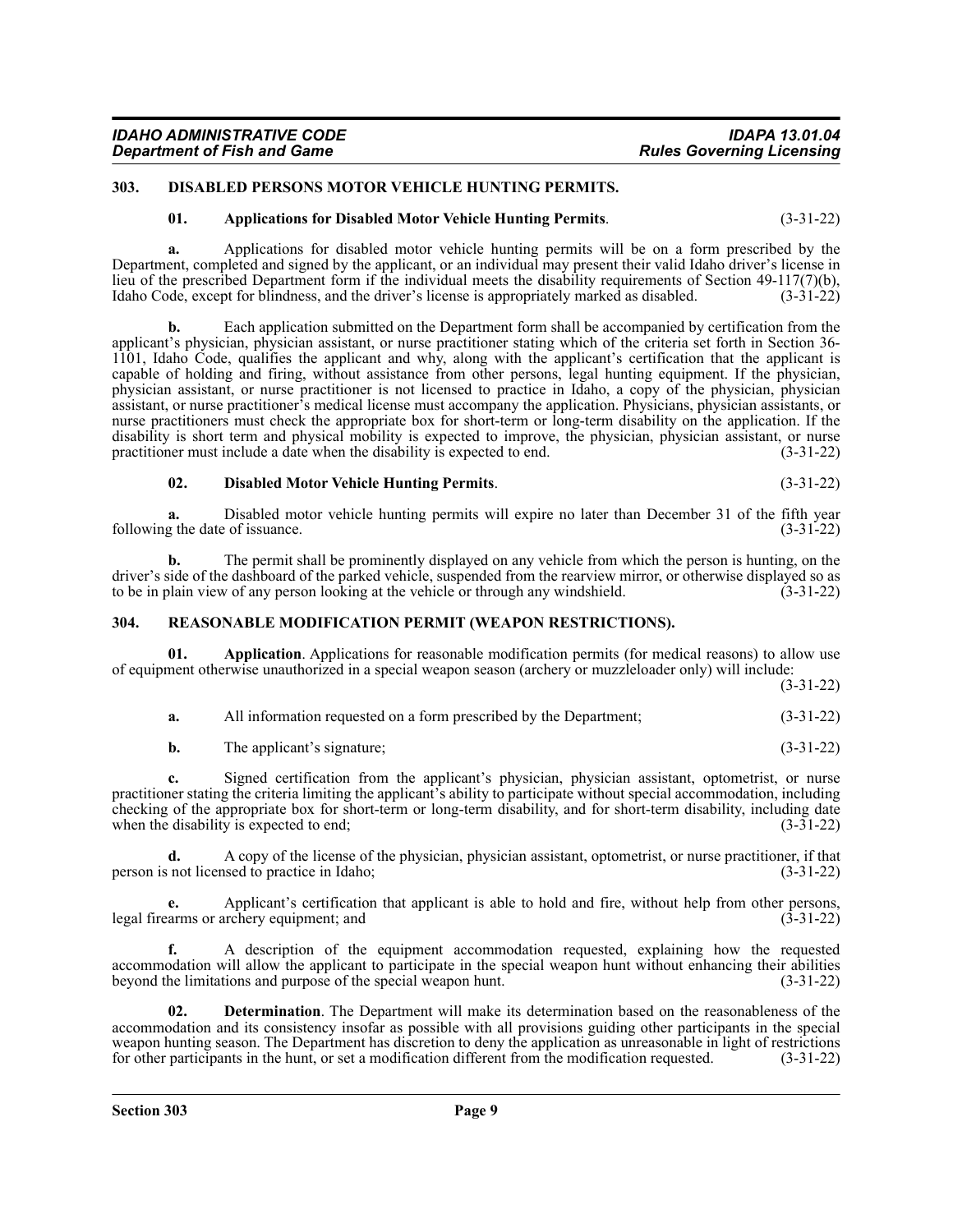### 303. DISABLED PERSONS MOTOR VEHICLE HUNTING PERMITS.

**01. Applications for Disabled Motor Vehicle Hunting Permits**. (3-31-22)

**a.** Applications for disabled motor vehicle hunting permits will be on a form prescribed by the Department, completed and signed by the applicant, or an individual may present their valid Idaho driver's license in lieu of the prescribed Department form if the individual meets the disability requirements of Section 49-117(7)(b), Idaho Code, except for blindness, and the driver's license is appropriately marked as disabled. (3-31-22)

**b.** Each application submitted on the Department form shall be accompanied by certification from the applicant's physician, physician assistant, or nurse practitioner stating which of the criteria set forth in Section 36-1101, Idaho Code, qualifies the applicant and why, along with the applicant's certification that the applicant is capable of holding and firing, without assistance from other persons, legal hunting equipment. If the physician, physician assistant, or nurse practitioner is not licensed to practice in Idaho, a copy of the physician, physician assistant, or nurse practitioner's medical license must accompany the application. Physicians, physician assistants, or nurse practitioners must check the appropriate box for short-term or long-term disability on the application. If the disability is short term and physical mobility is expected to improve, the physician, physician assistant, or nurse practitioner must include a date when the disability is expected to end. (3-31-22)

**02. Disabled Motor Vehicle Hunting Permits**. (3-31-22)

**a.** Disabled motor vehicle hunting permits will expire no later than December 31 of the fifth year following the date of issuance. (3-31-22)

**b.** The permit shall be prominently displayed on any vehicle from which the person is hunting, on the driver's side of the dashboard of the parked vehicle, suspended from the rearview mirror, or otherwise displayed so as to be in plain view of any person looking at the vehicle or through any windshield. (3-31-22)

### 304. REASONABLE MODIFICATION PERMIT (WEAPON RESTRICTIONS).

**01. Application**. Applications for reasonable modification permits (for medical reasons) to allow use of equipment otherwise unauthorized in a special weapon season (archery or muzzleloader only) will include: (3-31-22)

**a.** All information requested on a form prescribed by the Department; (3-31-22)

**b.** The applicant's signature; (3-31-22)

**c.** Signed certification from the applicant's physician, physician assistant, optometrist, or nurse practitioner stating the criteria limiting the applicant's ability to participate without special accommodation, including checking of the appropriate box for short-term or long-term disability, and for short-term disability, including date when the disability is expected to end; (3-31-22)

**d.** A copy of the license of the physician, physician assistant, optometrist, or nurse practitioner, if that person is not licensed to practice in Idaho; (3-31-22)

**e.** Applicant's certification that applicant is able to hold and fire, without help from other persons, legal firearms or archery equipment; and (3-31-22)

**f.** A description of the equipment accommodation requested, explaining how the requested accommodation will allow the applicant to participate in the special weapon hunt without enhancing their abilities beyond the limitations and purpose of the special weapon hunt. (3-31-22)

**02. Determination**. The Department will make its determination based on the reasonableness of the accommodation and its consistency insofar as possible with all provisions guiding other participants in the special weapon hunting season. The Department has discretion to deny the application as unreasonable in light of restrictions for other participants in the hunt, or set a modification different from the modification requested. (3-31-22)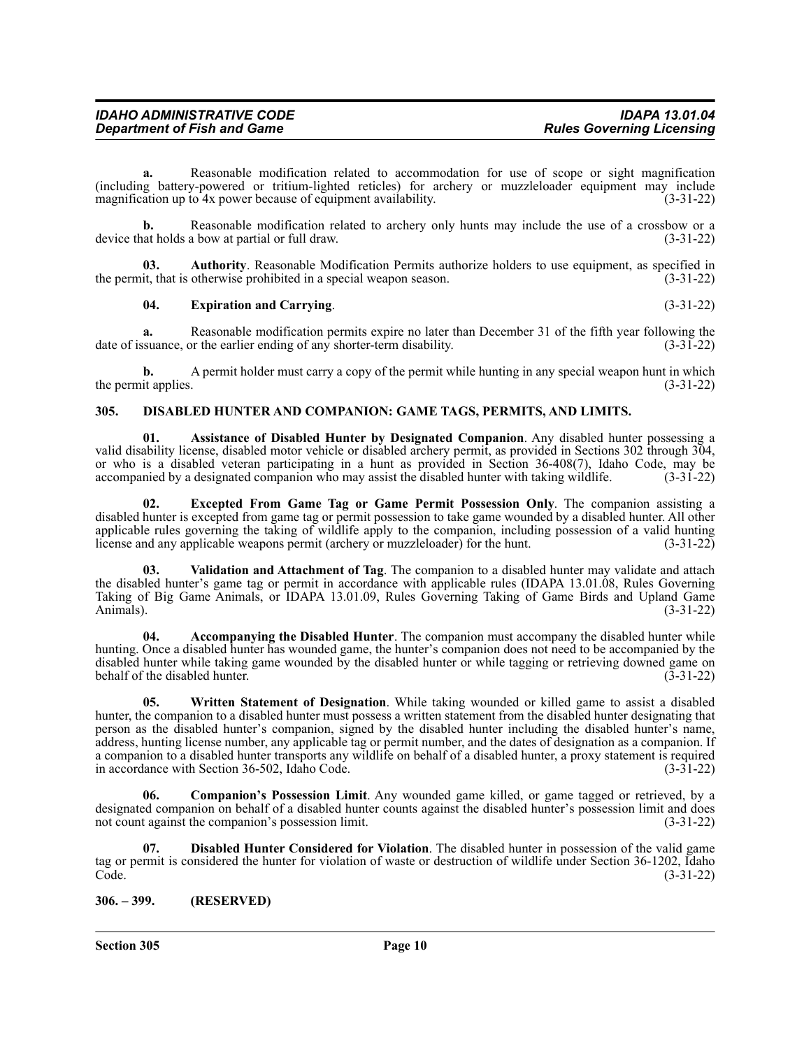**a.** Reasonable modification related to accommodation for use of scope or sight magnification (including battery-powered or tritium-lighted reticles) for archery or muzzleloader equipment may include magnification up to 4x power because of equipment availability. (3-31-22)

**b.** Reasonable modification related to archery only hunts may include the use of a crossbow or a device that holds a bow at partial or full draw. (3-31-22)

**03. Authority**. Reasonable Modification Permits authorize holders to use equipment, as specified in the permit, that is otherwise prohibited in a special weapon season. (3-31-22)

**04. Expiration and Carrying**. (3-31-22)

**a.** Reasonable modification permits expire no later than December 31 of the fifth year following the date of issuance, or the earlier ending of any shorter-term disability. (3-31-22)

**b.** A permit holder must carry a copy of the permit while hunting in any special weapon hunt in which the permit applies. (3-31-22)

## 305. DISABLED HUNTER AND COMPANION: GAME TAGS, PERMITS, AND LIMITS.

**01. Assistance of Disabled Hunter by Designated Companion**. Any disabled hunter possessing a valid disability license, disabled motor vehicle or disabled archery permit, as provided in Sections 302 through 304, or who is a disabled veteran participating in a hunt as provided in Section 36-408(7), Idaho Code, may be accompanied by a designated companion who may assist the disabled hunter with taking wildlife. (3-31-22)

**02. Excepted From Game Tag or Game Permit Possession Only**. The companion assisting a disabled hunter is excepted from game tag or permit possession to take game wounded by a disabled hunter. All other applicable rules governing the taking of wildlife apply to the companion, including possession of a valid hunting license and any applicable weapons permit (archery or muzzleloader) for the hunt. (3-31-22)

**03. Validation and Attachment of Tag**. The companion to a disabled hunter may validate and attach the disabled hunter's game tag or permit in accordance with applicable rules (IDAPA 13.01.08, Rules Governing Taking of Big Game Animals, or IDAPA 13.01.09, Rules Governing Taking of Game Birds and Upland Game Animals). (3-31-22)

**04. Accompanying the Disabled Hunter**. The companion must accompany the disabled hunter while hunting. Once a disabled hunter has wounded game, the hunter's companion does not need to be accompanied by the disabled hunter while taking game wounded by the disabled hunter or while tagging or retrieving downed game on behalf of the disabled hunter. (3-31-22)

**05. Written Statement of Designation**. While taking wounded or killed game to assist a disabled hunter, the companion to a disabled hunter must possess a written statement from the disabled hunter designating that person as the disabled hunter's companion, signed by the disabled hunter including the disabled hunter's name, address, hunting license number, any applicable tag or permit number, and the dates of designation as a companion. If a companion to a disabled hunter transports any wildlife on behalf of a disabled hunter, a proxy statement is required in accordance with Section 36-502, Idaho Code. (3-31-22)

**06. Companion's Possession Limit**. Any wounded game killed, or game tagged or retrieved, by a designated companion on behalf of a disabled hunter counts against the disabled hunter's possession limit and does not count against the companion's possession limit. (3-31-22)

**07. Disabled Hunter Considered for Violation**. The disabled hunter in possession of the valid game tag or permit is considered the hunter for violation of waste or destruction of wildlife under Section 36-1202, Idaho Code. (3-31-22)

## 306. – 399. (RESERVED)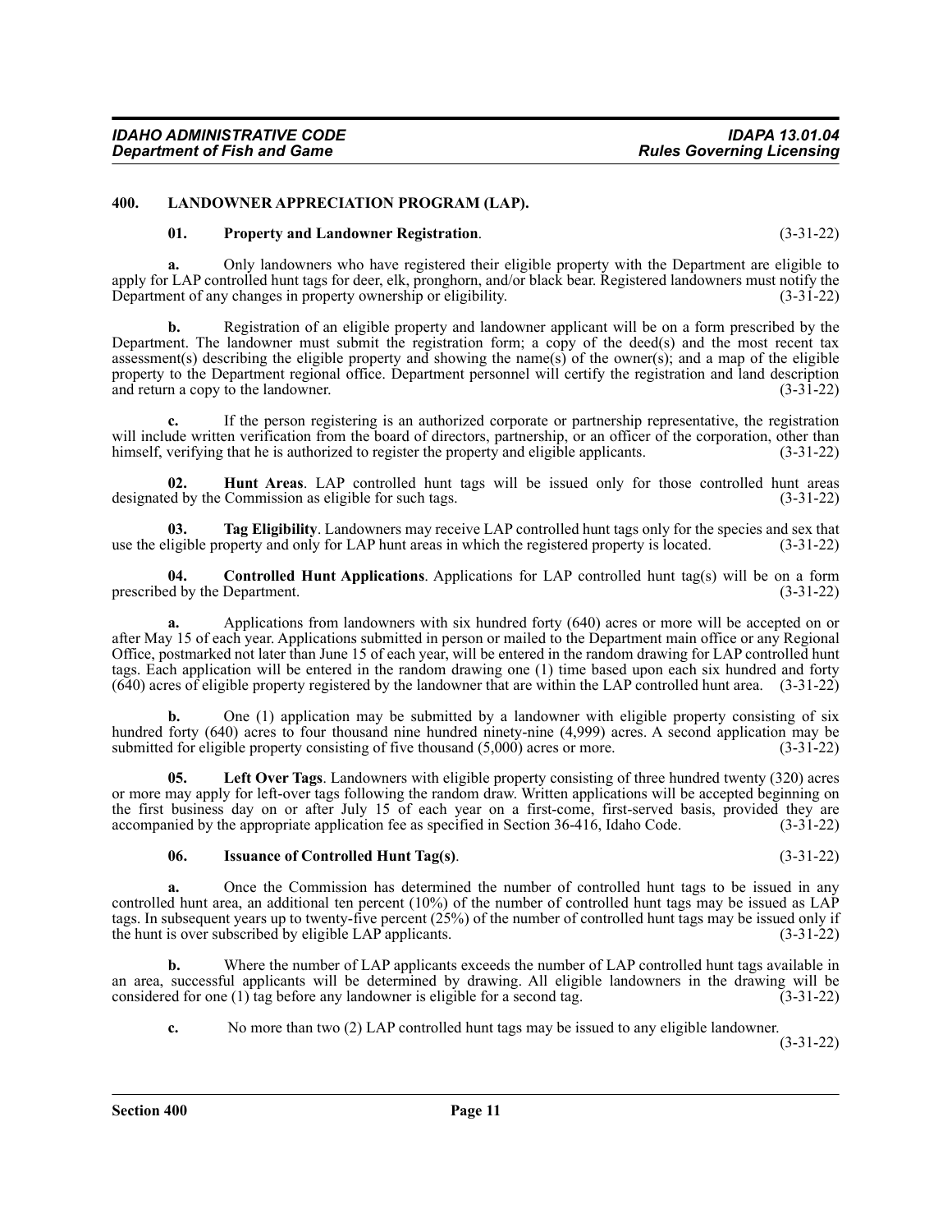## 400. LANDOWNER APPRECIATION PROGRAM (LAP).

**01. Property and Landowner Registration**. (3-31-22)

**a.** Only landowners who have registered their eligible property with the Department are eligible to apply for LAP controlled hunt tags for deer, elk, pronghorn, and/or black bear. Registered landowners must notify the Department of any changes in property ownership or eligibility. (3-31-22)

**b.** Registration of an eligible property and landowner applicant will be on a form prescribed by the Department. The landowner must submit the registration form; a copy of the deed(s) and the most recent tax assessment(s) describing the eligible property and showing the name(s) of the owner(s); and a map of the eligible property to the Department regional office. Department personnel will certify the registration and land description and return a copy to the landowner. (3-31-22)

**c.** If the person registering is an authorized corporate or partnership representative, the registration will include written verification from the board of directors, partnership, or an officer of the corporation, other than himself, verifying that he is authorized to register the property and eligible applicants. (3-31-22)

**02. Hunt Areas**. LAP controlled hunt tags will be issued only for those controlled hunt areas designated by the Commission as eligible for such tags. (3-31-22)

**03. Tag Eligibility**. Landowners may receive LAP controlled hunt tags only for the species and sex that use the eligible property and only for LAP hunt areas in which the registered property is located. (3-31-22)

**04. Controlled Hunt Applications**. Applications for LAP controlled hunt tag(s) will be on a form prescribed by the Department. (3-31-22)

**a.** Applications from landowners with six hundred forty (640) acres or more will be accepted on or after May 15 of each year. Applications submitted in person or mailed to the Department main office or any Regional Office, postmarked not later than June 15 of each year, will be entered in the random drawing for LAP controlled hunt tags. Each application will be entered in the random drawing one (1) time based upon each six hundred and forty (640) acres of eligible property registered by the landowner that are within the LAP controlled hunt area. (3-31-22)

**b.** One (1) application may be submitted by a landowner with eligible property consisting of six hundred forty (640) acres to four thousand nine hundred ninety-nine (4,999) acres. A second application may be submitted for eligible property consisting of five thousand (5,000) acres or more. (3-31-22)

**05. Left Over Tags**. Landowners with eligible property consisting of three hundred twenty (320) acres or more may apply for left-over tags following the random draw. Written applications will be accepted beginning on the first business day on or after July 15 of each year on a first-come, first-served basis, provided they are accompanied by the appropriate application fee as specified in Section 36-416, Idaho Code. (3-31-22)

**06. Issuance of Controlled Hunt Tag(s)**. (3-31-22)

**a.** Once the Commission has determined the number of controlled hunt tags to be issued in any controlled hunt area, an additional ten percent (10%) of the number of controlled hunt tags may be issued as LAP tags. In subsequent years up to twenty-five percent (25%) of the number of controlled hunt tags may be issued only if the hunt is over subscribed by eligible LAP applicants. (3-31-22)

**b.** Where the number of LAP applicants exceeds the number of LAP controlled hunt tags available in an area, successful applicants will be determined by drawing. All eligible landowners in the drawing will be considered for one (1) tag before any landowner is eligible for a second tag. (3-31-22)

**c.** No more than two (2) LAP controlled hunt tags may be issued to any eligible landowner. (3-31-22)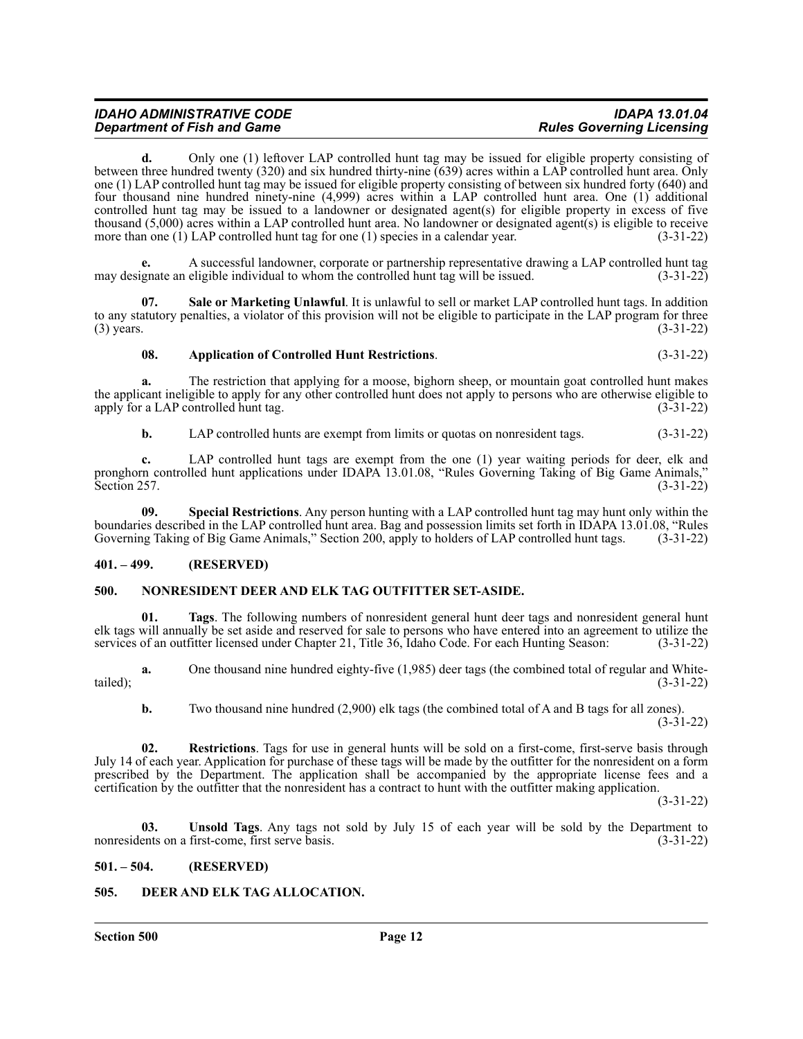**d.** Only one (1) leftover LAP controlled hunt tag may be issued for eligible property consisting of between three hundred twenty (320) and six hundred thirty-nine (639) acres within a LAP controlled hunt area. Only one (1) LAP controlled hunt tag may be issued for eligible property consisting of between six hundred forty (640) and four thousand nine hundred ninety-nine (4,999) acres within a LAP controlled hunt area. One (1) additional controlled hunt tag may be issued to a landowner or designated agent(s) for eligible property in excess of five thousand (5,000) acres within a LAP controlled hunt area. No landowner or designated agent(s) is eligible to receive more than one (1) LAP controlled hunt tag for one (1) species in a calendar year. (3-31-22)

**e.** A successful landowner, corporate or partnership representative drawing a LAP controlled hunt tag may designate an eligible individual to whom the controlled hunt tag will be issued. (3-31-22)

**07. Sale or Marketing Unlawful**. It is unlawful to sell or market LAP controlled hunt tags. In addition to any statutory penalties, a violator of this provision will not be eligible to participate in the LAP program for three (3) years. (3-31-22)

**08. Application of Controlled Hunt Restrictions**. (3-31-22)

**a.** The restriction that applying for a moose, bighorn sheep, or mountain goat controlled hunt makes the applicant ineligible to apply for any other controlled hunt does not apply to persons who are otherwise eligible to apply for a LAP controlled hunt tag. (3-31-22)

**b.** LAP controlled hunts are exempt from limits or quotas on nonresident tags. (3-31-22)

**c.** LAP controlled hunt tags are exempt from the one (1) year waiting periods for deer, elk and pronghorn controlled hunt applications under IDAPA 13.01.08, "Rules Governing Taking of Big Game Animals," Section 257. (3-31-22)

**09. Special Restrictions**. Any person hunting with a LAP controlled hunt tag may hunt only within the boundaries described in the LAP controlled hunt area. Bag and possession limits set forth in IDAPA 13.01.08, "Rules Governing Taking of Big Game Animals," Section 200, apply to holders of LAP controlled hunt tags. (3-31-22)

## 401. – 499. (RESERVED)

## 500. NONRESIDENT DEER AND ELK TAG OUTFITTER SET-ASIDE.

**01. Tags**. The following numbers of nonresident general hunt deer tags and nonresident general hunt elk tags will annually be set aside and reserved for sale to persons who have entered into an agreement to utilize the services of an outfitter licensed under Chapter 21, Title 36, Idaho Code. For each Hunting Season: (3-31-22)

**a.** One thousand nine hundred eighty-five (1,985) deer tags (the combined total of regular and White-tailed); (3-31-22)

**b.** Two thousand nine hundred (2,900) elk tags (the combined total of A and B tags for all zones). (3-31-22)

**02. Restrictions**. Tags for use in general hunts will be sold on a first-come, first-serve basis through July 14 of each year. Application for purchase of these tags will be made by the outfitter for the nonresident on a form prescribed by the Department. The application shall be accompanied by the appropriate license fees and a certification by the outfitter that the nonresident has a contract to hunt with the outfitter making application. (3-31-22)

**03. Unsold Tags**. Any tags not sold by July 15 of each year will be sold by the Department to nonresidents on a first-come, first serve basis. (3-31-22)

## 501. – 504. (RESERVED)

## 505. DEER AND ELK TAG ALLOCATION.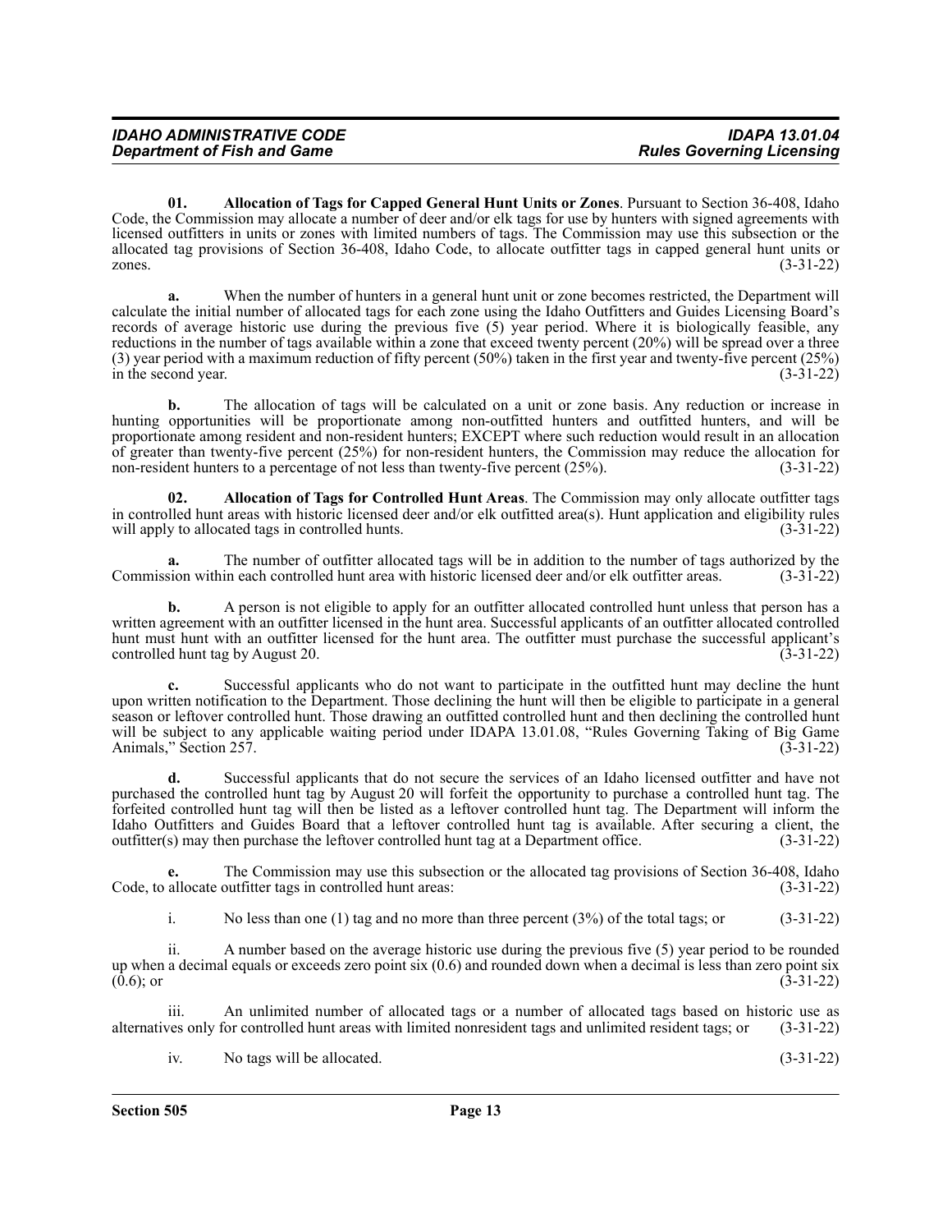**01. Allocation of Tags for Capped General Hunt Units or Zones**. Pursuant to Section 36-408, Idaho Code, the Commission may allocate a number of deer and/or elk tags for use by hunters with signed agreements with licensed outfitters in units or zones with limited numbers of tags. The Commission may use this subsection or the allocated tag provisions of Section 36-408, Idaho Code, to allocate outfitter tags in capped general hunt units or zones. (3-31-22)

**a.** When the number of hunters in a general hunt unit or zone becomes restricted, the Department will calculate the initial number of allocated tags for each zone using the Idaho Outfitters and Guides Licensing Board's records of average historic use during the previous five (5) year period. Where it is biologically feasible, any reductions in the number of tags available within a zone that exceed twenty percent (20%) will be spread over a three (3) year period with a maximum reduction of fifty percent (50%) taken in the first year and twenty-five percent (25%) in the second year. (3-31-22)

**b.** The allocation of tags will be calculated on a unit or zone basis. Any reduction or increase in hunting opportunities will be proportionate among non-outfitted hunters and outfitted hunters, and will be proportionate among resident and non-resident hunters; EXCEPT where such reduction would result in an allocation of greater than twenty-five percent (25%) for non-resident hunters, the Commission may reduce the allocation for non-resident hunters to a percentage of not less than twenty-five percent (25%). (3-31-22)

**02. Allocation of Tags for Controlled Hunt Areas**. The Commission may only allocate outfitter tags in controlled hunt areas with historic licensed deer and/or elk outfitted area(s). Hunt application and eligibility rules will apply to allocated tags in controlled hunts. (3-31-22)

**a.** The number of outfitter allocated tags will be in addition to the number of tags authorized by the Commission within each controlled hunt area with historic licensed deer and/or elk outfitter areas. (3-31-22)

**b.** A person is not eligible to apply for an outfitter allocated controlled hunt unless that person has a written agreement with an outfitter licensed in the hunt area. Successful applicants of an outfitter allocated controlled hunt must hunt with an outfitter licensed for the hunt area. The outfitter must purchase the successful applicant's controlled hunt tag by August 20. (3-31-22)

**c.** Successful applicants who do not want to participate in the outfitted hunt may decline the hunt upon written notification to the Department. Those declining the hunt will then be eligible to participate in a general season or leftover controlled hunt. Those drawing an outfitted controlled hunt and then declining the controlled hunt will be subject to any applicable waiting period under IDAPA 13.01.08, "Rules Governing Taking of Big Game Animals," Section 257. (3-31-22)

**d.** Successful applicants that do not secure the services of an Idaho licensed outfitter and have not purchased the controlled hunt tag by August 20 will forfeit the opportunity to purchase a controlled hunt tag. The forfeited controlled hunt tag will then be listed as a leftover controlled hunt tag. The Department will inform the Idaho Outfitters and Guides Board that a leftover controlled hunt tag is available. After securing a client, the outfitter(s) may then purchase the leftover controlled hunt tag at a Department office. (3-31-22)

**e.** The Commission may use this subsection or the allocated tag provisions of Section 36-408, Idaho Code, to allocate outfitter tags in controlled hunt areas: (3-31-22)

i. No less than one (1) tag and no more than three percent (3%) of the total tags; or (3-31-22)

ii. A number based on the average historic use during the previous five (5) year period to be rounded up when a decimal equals or exceeds zero point six (0.6) and rounded down when a decimal is less than zero point six (0.6); or (3-31-22)

iii. An unlimited number of allocated tags or a number of allocated tags based on historic use as alternatives only for controlled hunt areas with limited nonresident tags and unlimited resident tags; or (3-31-22)

iv. No tags will be allocated. (3-31-22)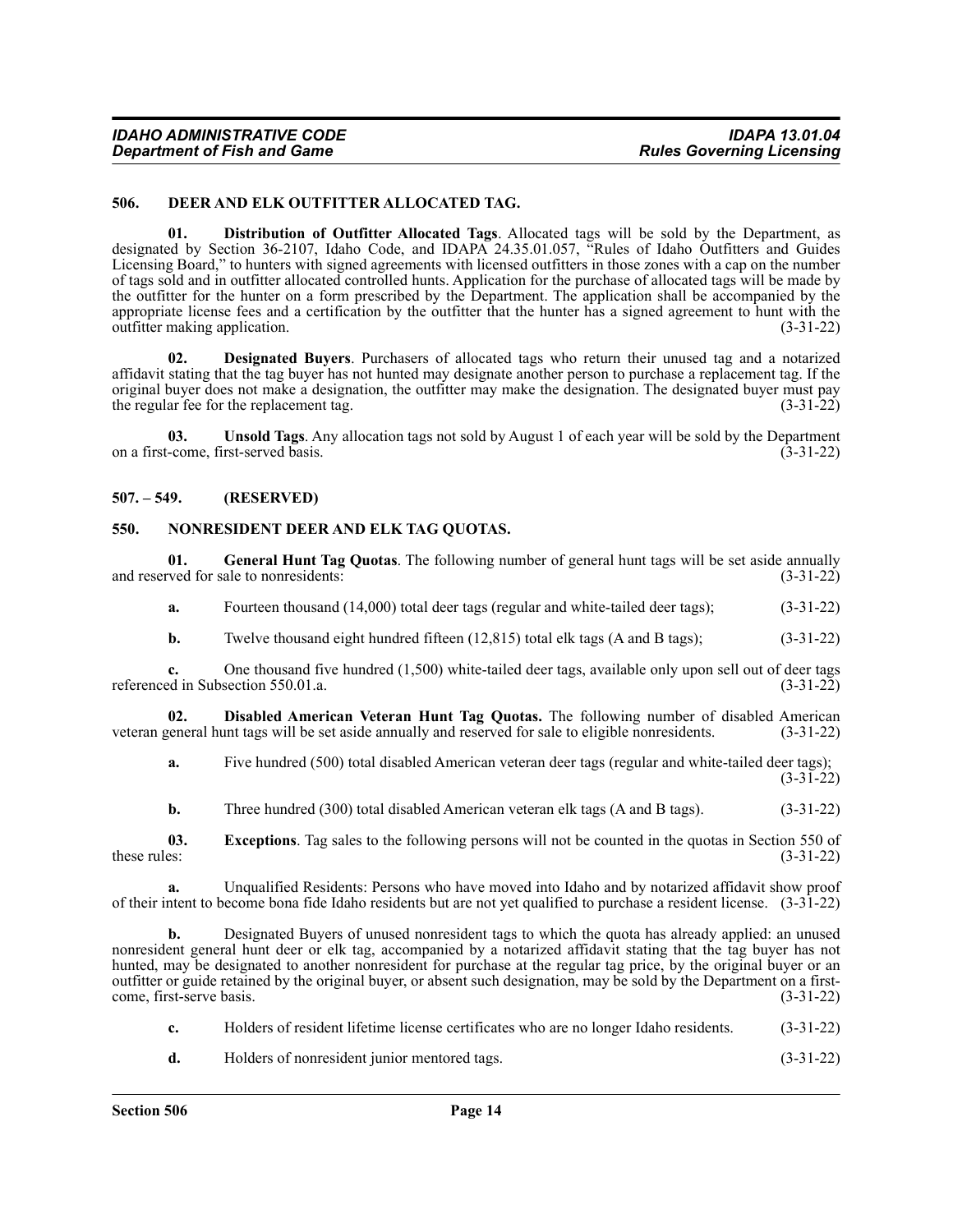## 506. DEER AND ELK OUTFITTER ALLOCATED TAG.

**01. Distribution of Outfitter Allocated Tags**. Allocated tags will be sold by the Department, as designated by Section 36-2107, Idaho Code, and IDAPA 24.35.01.057, "Rules of Idaho Outfitters and Guides Licensing Board," to hunters with signed agreements with licensed outfitters in those zones with a cap on the number of tags sold and in outfitter allocated controlled hunts. Application for the purchase of allocated tags will be made by the outfitter for the hunter on a form prescribed by the Department. The application shall be accompanied by the appropriate license fees and a certification by the outfitter that the hunter has a signed agreement to hunt with the outfitter making application. (3-31-22)

**02. Designated Buyers**. Purchasers of allocated tags who return their unused tag and a notarized affidavit stating that the tag buyer has not hunted may designate another person to purchase a replacement tag. If the original buyer does not make a designation, the outfitter may make the designation. The designated buyer must pay the regular fee for the replacement tag. (3-31-22)

**03. Unsold Tags**. Any allocation tags not sold by August 1 of each year will be sold by the Department on a first-come, first-served basis. (3-31-22)

## 507. – 549. (RESERVED)

## 550. NONRESIDENT DEER AND ELK TAG QUOTAS.

**01. General Hunt Tag Quotas**. The following number of general hunt tags will be set aside annually and reserved for sale to nonresidents: (3-31-22)

**a.** Fourteen thousand (14,000) total deer tags (regular and white-tailed deer tags); (3-31-22)

**b.** Twelve thousand eight hundred fifteen (12,815) total elk tags (A and B tags); (3-31-22)

**c.** One thousand five hundred (1,500) white-tailed deer tags, available only upon sell out of deer tags referenced in Subsection 550.01.a. (3-31-22)

**02. Disabled American Veteran Hunt Tag Quotas.** The following number of disabled American veteran general hunt tags will be set aside annually and reserved for sale to eligible nonresidents. (3-31-22)

**a.** Five hundred (500) total disabled American veteran deer tags (regular and white-tailed deer tags); (3-31-22)

**b.** Three hundred (300) total disabled American veteran elk tags (A and B tags). (3-31-22)

**03. Exceptions**. Tag sales to the following persons will not be counted in the quotas in Section 550 of these rules: (3-31-22)

**a.** Unqualified Residents: Persons who have moved into Idaho and by notarized affidavit show proof of their intent to become bona fide Idaho residents but are not yet qualified to purchase a resident license. (3-31-22)

**b.** Designated Buyers of unused nonresident tags to which the quota has already applied: an unused nonresident general hunt deer or elk tag, accompanied by a notarized affidavit stating that the tag buyer has not hunted, may be designated to another nonresident for purchase at the regular tag price, by the original buyer or an outfitter or guide retained by the original buyer, or absent such designation, may be sold by the Department on a first-come, first-serve basis. (3-31-22)

**c.** Holders of resident lifetime license certificates who are no longer Idaho residents. (3-31-22)

**d.** Holders of nonresident junior mentored tags. (3-31-22)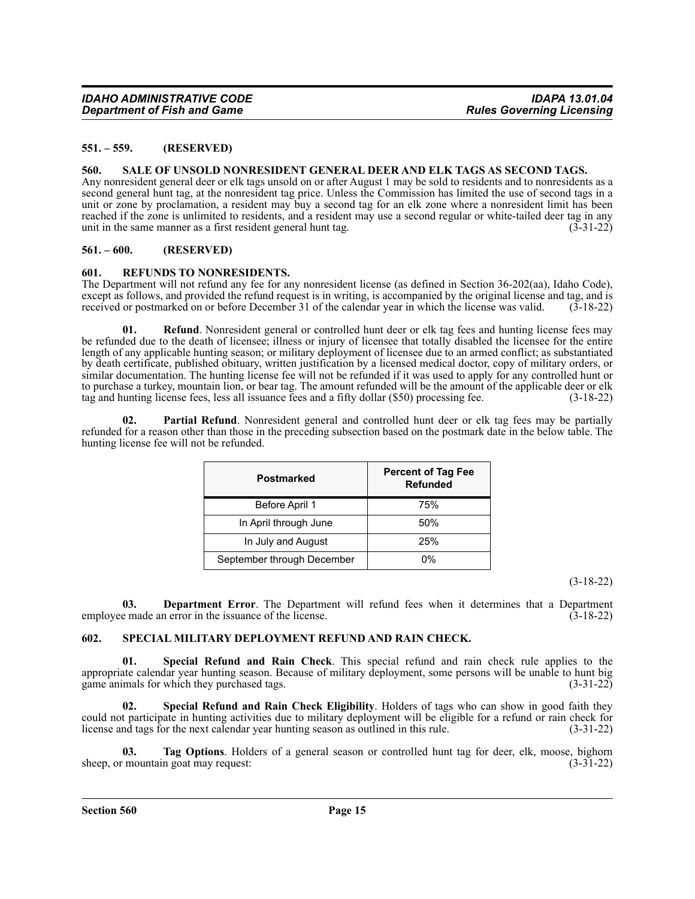### 551. – 559. (RESERVED)

### 560. SALE OF UNSOLD NONRESIDENT GENERAL DEER AND ELK TAGS AS SECOND TAGS.

Any nonresident general deer or elk tags unsold on or after August 1 may be sold to residents and to nonresidents as a second general hunt tag, at the nonresident tag price. Unless the Commission has limited the use of second tags in a unit or zone by proclamation, a resident may buy a second tag for an elk zone where a nonresident limit has been reached if the zone is unlimited to residents, and a resident may use a second regular or white-tailed deer tag in any unit in the same manner as a first resident general hunt tag. (3-31-22)

### 561. – 600. (RESERVED)

### 601. REFUNDS TO NONRESIDENTS.

The Department will not refund any fee for any nonresident license (as defined in Section 36-202(aa), Idaho Code), except as follows, and provided the refund request is in writing, is accompanied by the original license and tag, and is received or postmarked on or before December 31 of the calendar year in which the license was valid. (3-18-22)

**01. Refund**. Nonresident general or controlled hunt deer or elk tag fees and hunting license fees may be refunded due to the death of licensee; illness or injury of licensee that totally disabled the licensee for the entire length of any applicable hunting season; or military deployment of licensee due to an armed conflict; as substantiated by death certificate, published obituary, written justification by a licensed medical doctor, copy of military orders, or similar documentation. The hunting license fee will not be refunded if it was used to apply for any controlled hunt or to purchase a turkey, mountain lion, or bear tag. The amount refunded will be the amount of the applicable deer or elk tag and hunting license fees, less all issuance fees and a fifty dollar ($50) processing fee. (3-18-22)

**02. Partial Refund**. Nonresident general and controlled hunt deer or elk tag fees may be partially refunded for a reason other than those in the preceding subsection based on the postmark date in the below table. The hunting license fee will not be refunded.

| Postmarked | Percent of Tag Fee Refunded |
|---|---|
| Before April 1 | 75% |
| In April through June | 50% |
| In July and August | 25% |
| September through December | 0% |

(3-18-22)

**03. Department Error**. The Department will refund fees when it determines that a Department employee made an error in the issuance of the license. (3-18-22)

### 602. SPECIAL MILITARY DEPLOYMENT REFUND AND RAIN CHECK.

**01. Special Refund and Rain Check**. This special refund and rain check rule applies to the appropriate calendar year hunting season. Because of military deployment, some persons will be unable to hunt big game animals for which they purchased tags. (3-31-22)

**02. Special Refund and Rain Check Eligibility**. Holders of tags who can show in good faith they could not participate in hunting activities due to military deployment will be eligible for a refund or rain check for license and tags for the next calendar year hunting season as outlined in this rule. (3-31-22)

**03. Tag Options**. Holders of a general season or controlled hunt tag for deer, elk, moose, bighorn sheep, or mountain goat may request: (3-31-22)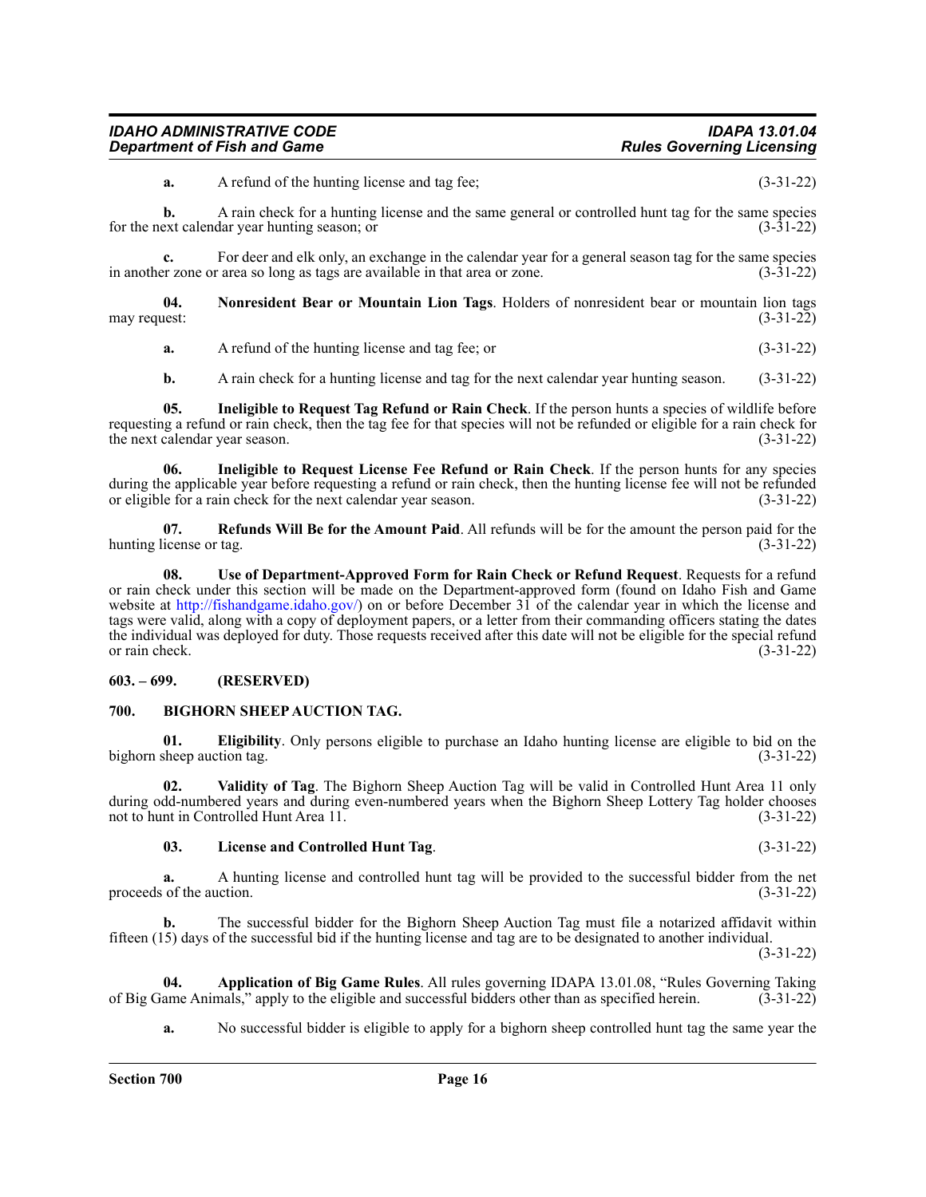**a.** A refund of the hunting license and tag fee; (3-31-22)

**b.** A rain check for a hunting license and the same general or controlled hunt tag for the same species for the next calendar year hunting season; or (3-31-22)

**c.** For deer and elk only, an exchange in the calendar year for a general season tag for the same species in another zone or area so long as tags are available in that area or zone. (3-31-22)

**04. Nonresident Bear or Mountain Lion Tags**. Holders of nonresident bear or mountain lion tags may request: (3-31-22)

**a.** A refund of the hunting license and tag fee; or (3-31-22)

**b.** A rain check for a hunting license and tag for the next calendar year hunting season. (3-31-22)

**05. Ineligible to Request Tag Refund or Rain Check**. If the person hunts a species of wildlife before requesting a refund or rain check, then the tag fee for that species will not be refunded or eligible for a rain check for the next calendar year season. (3-31-22)

**06. Ineligible to Request License Fee Refund or Rain Check**. If the person hunts for any species during the applicable year before requesting a refund or rain check, then the hunting license fee will not be refunded or eligible for a rain check for the next calendar year season. (3-31-22)

**07. Refunds Will Be for the Amount Paid**. All refunds will be for the amount the person paid for the hunting license or tag. (3-31-22)

**08. Use of Department-Approved Form for Rain Check or Refund Request**. Requests for a refund or rain check under this section will be made on the Department-approved form (found on Idaho Fish and Game website at http://fishandgame.idaho.gov/) on or before December 31 of the calendar year in which the license and tags were valid, along with a copy of deployment papers, or a letter from their commanding officers stating the dates the individual was deployed for duty. Those requests received after this date will not be eligible for the special refund or rain check. (3-31-22)

## 603. – 699. (RESERVED)

## 700. BIGHORN SHEEP AUCTION TAG.

**01. Eligibility**. Only persons eligible to purchase an Idaho hunting license are eligible to bid on the bighorn sheep auction tag. (3-31-22)

**02. Validity of Tag**. The Bighorn Sheep Auction Tag will be valid in Controlled Hunt Area 11 only during odd-numbered years and during even-numbered years when the Bighorn Sheep Lottery Tag holder chooses not to hunt in Controlled Hunt Area 11. (3-31-22)

**03. License and Controlled Hunt Tag**. (3-31-22)

**a.** A hunting license and controlled hunt tag will be provided to the successful bidder from the net proceeds of the auction. (3-31-22)

**b.** The successful bidder for the Bighorn Sheep Auction Tag must file a notarized affidavit within fifteen (15) days of the successful bid if the hunting license and tag are to be designated to another individual. (3-31-22)

**04. Application of Big Game Rules**. All rules governing IDAPA 13.01.08, "Rules Governing Taking of Big Game Animals," apply to the eligible and successful bidders other than as specified herein. (3-31-22)

**a.** No successful bidder is eligible to apply for a bighorn sheep controlled hunt tag the same year the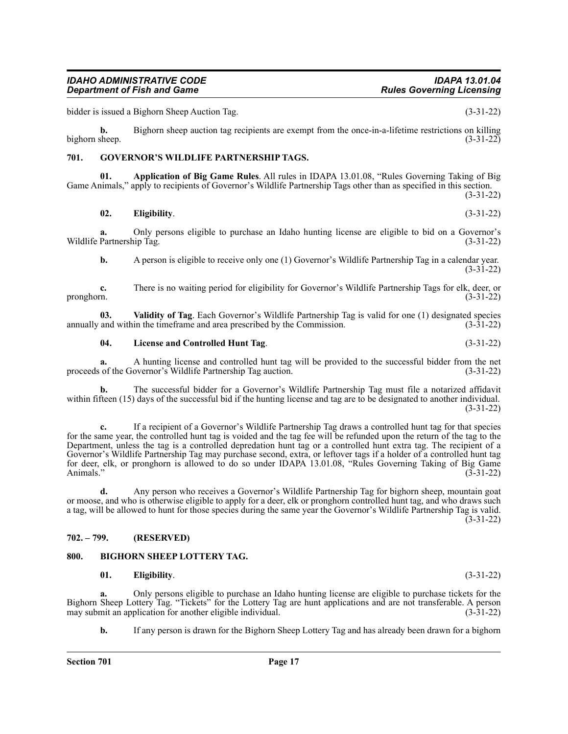bidder is issued a Bighorn Sheep Auction Tag. (3-31-22)

**b.** Bighorn sheep auction tag recipients are exempt from the once-in-a-lifetime restrictions on killing bighorn sheep. (3-31-22)

## 701. GOVERNOR'S WILDLIFE PARTNERSHIP TAGS.

**01. Application of Big Game Rules**. All rules in IDAPA 13.01.08, "Rules Governing Taking of Big Game Animals," apply to recipients of Governor's Wildlife Partnership Tags other than as specified in this section. (3-31-22)

**02. Eligibility**. (3-31-22)

**a.** Only persons eligible to purchase an Idaho hunting license are eligible to bid on a Governor's Wildlife Partnership Tag. (3-31-22)

**b.** A person is eligible to receive only one (1) Governor's Wildlife Partnership Tag in a calendar year. (3-31-22)

**c.** There is no waiting period for eligibility for Governor's Wildlife Partnership Tags for elk, deer, or pronghorn. (3-31-22)

**03. Validity of Tag**. Each Governor's Wildlife Partnership Tag is valid for one (1) designated species annually and within the timeframe and area prescribed by the Commission. (3-31-22)

**04. License and Controlled Hunt Tag**. (3-31-22)

**a.** A hunting license and controlled hunt tag will be provided to the successful bidder from the net proceeds of the Governor's Wildlife Partnership Tag auction. (3-31-22)

**b.** The successful bidder for a Governor's Wildlife Partnership Tag must file a notarized affidavit within fifteen (15) days of the successful bid if the hunting license and tag are to be designated to another individual. (3-31-22)

**c.** If a recipient of a Governor's Wildlife Partnership Tag draws a controlled hunt tag for that species for the same year, the controlled hunt tag is voided and the tag fee will be refunded upon the return of the tag to the Department, unless the tag is a controlled depredation hunt tag or a controlled hunt extra tag. The recipient of a Governor's Wildlife Partnership Tag may purchase second, extra, or leftover tags if a holder of a controlled hunt tag for deer, elk, or pronghorn is allowed to do so under IDAPA 13.01.08, "Rules Governing Taking of Big Game Animals." (3-31-22)

**d.** Any person who receives a Governor's Wildlife Partnership Tag for bighorn sheep, mountain goat or moose, and who is otherwise eligible to apply for a deer, elk or pronghorn controlled hunt tag, and who draws such a tag, will be allowed to hunt for those species during the same year the Governor's Wildlife Partnership Tag is valid. (3-31-22)

## 702. – 799. (RESERVED)

## 800. BIGHORN SHEEP LOTTERY TAG.

**01. Eligibility**. (3-31-22)

**a.** Only persons eligible to purchase an Idaho hunting license are eligible to purchase tickets for the Bighorn Sheep Lottery Tag. "Tickets" for the Lottery Tag are hunt applications and are not transferable. A person may submit an application for another eligible individual. (3-31-22)

**b.** If any person is drawn for the Bighorn Sheep Lottery Tag and has already been drawn for a bighorn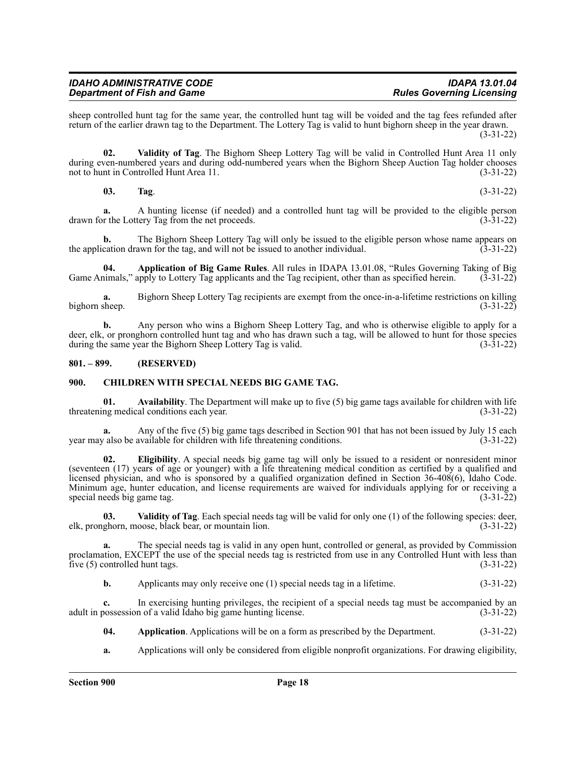sheep controlled hunt tag for the same year, the controlled hunt tag will be voided and the tag fees refunded after return of the earlier drawn tag to the Department. The Lottery Tag is valid to hunt bighorn sheep in the year drawn. (3-31-22)

**02. Validity of Tag**. The Bighorn Sheep Lottery Tag will be valid in Controlled Hunt Area 11 only during even-numbered years and during odd-numbered years when the Bighorn Sheep Auction Tag holder chooses not to hunt in Controlled Hunt Area 11. (3-31-22)

**03. Tag**. (3-31-22)

**a.** A hunting license (if needed) and a controlled hunt tag will be provided to the eligible person drawn for the Lottery Tag from the net proceeds. (3-31-22)

**b.** The Bighorn Sheep Lottery Tag will only be issued to the eligible person whose name appears on the application drawn for the tag, and will not be issued to another individual. (3-31-22)

**04. Application of Big Game Rules**. All rules in IDAPA 13.01.08, "Rules Governing Taking of Big Game Animals," apply to Lottery Tag applicants and the Tag recipient, other than as specified herein. (3-31-22)

**a.** Bighorn Sheep Lottery Tag recipients are exempt from the once-in-a-lifetime restrictions on killing bighorn sheep. (3-31-22)

**b.** Any person who wins a Bighorn Sheep Lottery Tag, and who is otherwise eligible to apply for a deer, elk, or pronghorn controlled hunt tag and who has drawn such a tag, will be allowed to hunt for those species during the same year the Bighorn Sheep Lottery Tag is valid. (3-31-22)

## 801. – 899. (RESERVED)

## 900. CHILDREN WITH SPECIAL NEEDS BIG GAME TAG.

**01. Availability**. The Department will make up to five (5) big game tags available for children with life threatening medical conditions each year. (3-31-22)

**a.** Any of the five (5) big game tags described in Section 901 that has not been issued by July 15 each year may also be available for children with life threatening conditions. (3-31-22)

**02. Eligibility**. A special needs big game tag will only be issued to a resident or nonresident minor (seventeen (17) years of age or younger) with a life threatening medical condition as certified by a qualified and licensed physician, and who is sponsored by a qualified organization defined in Section 36-408(6), Idaho Code. Minimum age, hunter education, and license requirements are waived for individuals applying for or receiving a special needs big game tag. (3-31-22)

**03. Validity of Tag**. Each special needs tag will be valid for only one (1) of the following species: deer, elk, pronghorn, moose, black bear, or mountain lion. (3-31-22)

**a.** The special needs tag is valid in any open hunt, controlled or general, as provided by Commission proclamation, EXCEPT the use of the special needs tag is restricted from use in any Controlled Hunt with less than five (5) controlled hunt tags. (3-31-22)

**b.** Applicants may only receive one (1) special needs tag in a lifetime. (3-31-22)

**c.** In exercising hunting privileges, the recipient of a special needs tag must be accompanied by an adult in possession of a valid Idaho big game hunting license. (3-31-22)

**04. Application**. Applications will be on a form as prescribed by the Department. (3-31-22)

**a.** Applications will only be considered from eligible nonprofit organizations. For drawing eligibility,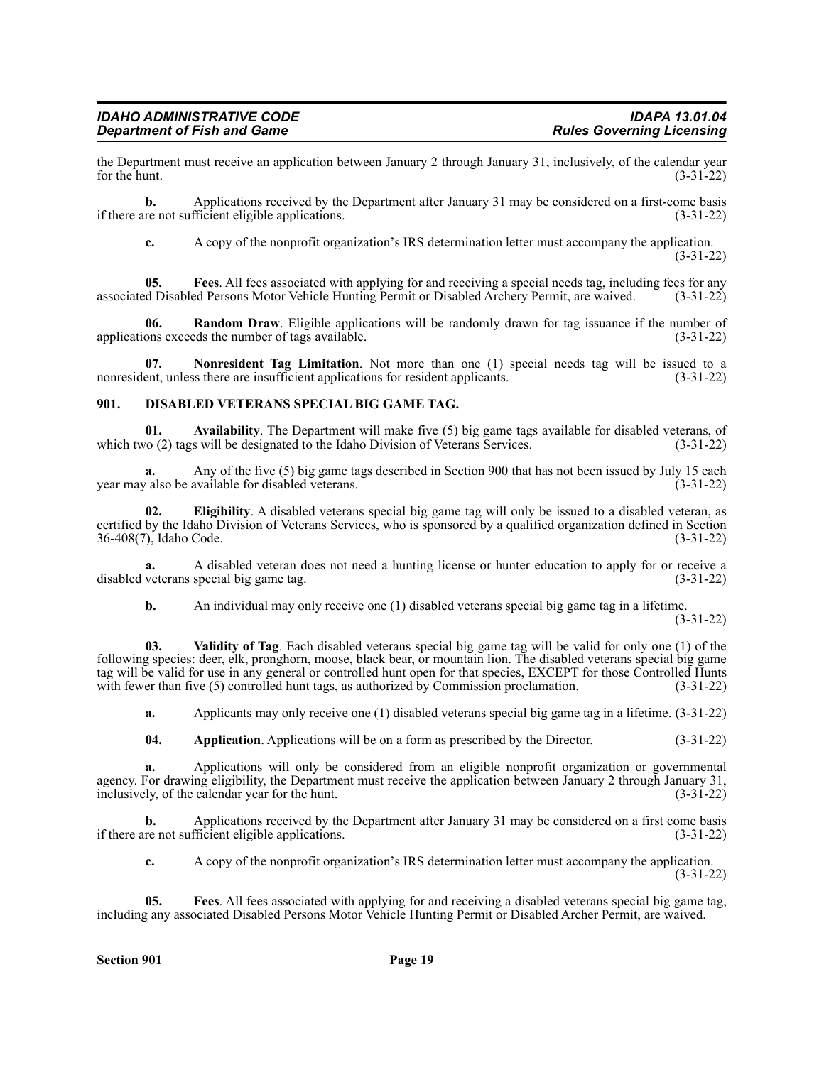the Department must receive an application between January 2 through January 31, inclusively, of the calendar year for the hunt. (3-31-22)

**b.** Applications received by the Department after January 31 may be considered on a first-come basis if there are not sufficient eligible applications. (3-31-22)

**c.** A copy of the nonprofit organization's IRS determination letter must accompany the application. (3-31-22)

**05. Fees**. All fees associated with applying for and receiving a special needs tag, including fees for any associated Disabled Persons Motor Vehicle Hunting Permit or Disabled Archery Permit, are waived. (3-31-22)

**06. Random Draw**. Eligible applications will be randomly drawn for tag issuance if the number of applications exceeds the number of tags available. (3-31-22)

**07. Nonresident Tag Limitation**. Not more than one (1) special needs tag will be issued to a nonresident, unless there are insufficient applications for resident applicants. (3-31-22)

## 901. DISABLED VETERANS SPECIAL BIG GAME TAG.

**01. Availability**. The Department will make five (5) big game tags available for disabled veterans, of which two (2) tags will be designated to the Idaho Division of Veterans Services. (3-31-22)

**a.** Any of the five (5) big game tags described in Section 900 that has not been issued by July 15 each year may also be available for disabled veterans. (3-31-22)

**02. Eligibility**. A disabled veterans special big game tag will only be issued to a disabled veteran, as certified by the Idaho Division of Veterans Services, who is sponsored by a qualified organization defined in Section 36-408(7), Idaho Code. (3-31-22)

**a.** A disabled veteran does not need a hunting license or hunter education to apply for or receive a disabled veterans special big game tag. (3-31-22)

**b.** An individual may only receive one (1) disabled veterans special big game tag in a lifetime. (3-31-22)

**03. Validity of Tag**. Each disabled veterans special big game tag will be valid for only one (1) of the following species: deer, elk, pronghorn, moose, black bear, or mountain lion. The disabled veterans special big game tag will be valid for use in any general or controlled hunt open for that species, EXCEPT for those Controlled Hunts with fewer than five (5) controlled hunt tags, as authorized by Commission proclamation. (3-31-22)

**a.** Applicants may only receive one (1) disabled veterans special big game tag in a lifetime. (3-31-22)

**04. Application**. Applications will be on a form as prescribed by the Director. (3-31-22)

**a.** Applications will only be considered from an eligible nonprofit organization or governmental agency. For drawing eligibility, the Department must receive the application between January 2 through January 31, inclusively, of the calendar year for the hunt. (3-31-22)

**b.** Applications received by the Department after January 31 may be considered on a first come basis if there are not sufficient eligible applications. (3-31-22)

**c.** A copy of the nonprofit organization's IRS determination letter must accompany the application. (3-31-22)

**05. Fees**. All fees associated with applying for and receiving a disabled veterans special big game tag, including any associated Disabled Persons Motor Vehicle Hunting Permit or Disabled Archer Permit, are waived.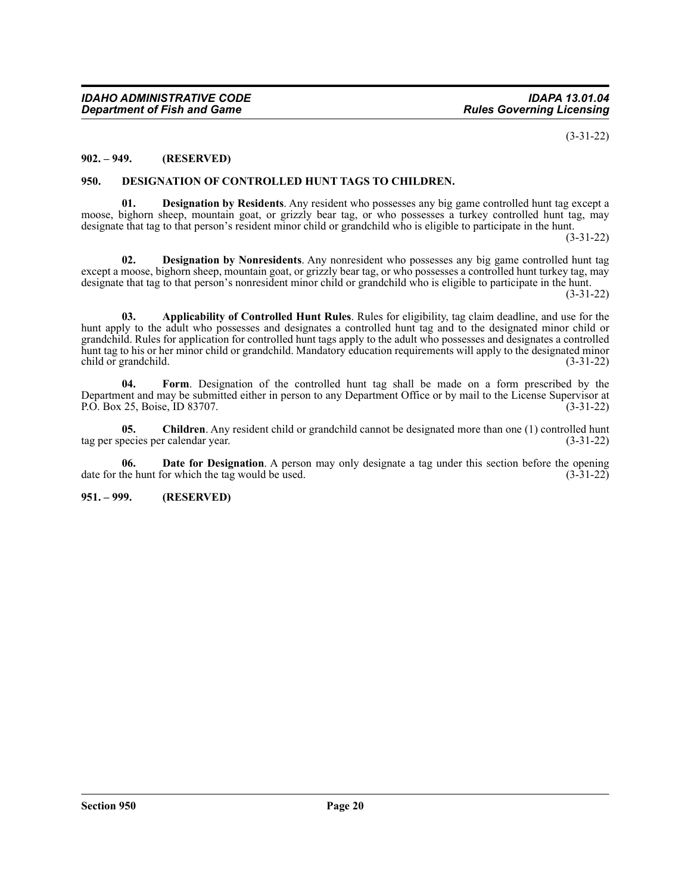(3-31-22)

**902. – 949. (RESERVED)**

**950. DESIGNATION OF CONTROLLED HUNT TAGS TO CHILDREN.**

**01. Designation by Residents**. Any resident who possesses any big game controlled hunt tag except a moose, bighorn sheep, mountain goat, or grizzly bear tag, or who possesses a turkey controlled hunt tag, may designate that tag to that person's resident minor child or grandchild who is eligible to participate in the hunt. (3-31-22)

**02. Designation by Nonresidents**. Any nonresident who possesses any big game controlled hunt tag except a moose, bighorn sheep, mountain goat, or grizzly bear tag, or who possesses a controlled hunt turkey tag, may designate that tag to that person's nonresident minor child or grandchild who is eligible to participate in the hunt. (3-31-22)

**03. Applicability of Controlled Hunt Rules**. Rules for eligibility, tag claim deadline, and use for the hunt apply to the adult who possesses and designates a controlled hunt tag and to the designated minor child or grandchild. Rules for application for controlled hunt tags apply to the adult who possesses and designates a controlled hunt tag to his or her minor child or grandchild. Mandatory education requirements will apply to the designated minor child or grandchild. (3-31-22)

**04. Form**. Designation of the controlled hunt tag shall be made on a form prescribed by the Department and may be submitted either in person to any Department Office or by mail to the License Supervisor at P.O. Box 25, Boise, ID 83707. (3-31-22)

**05. Children**. Any resident child or grandchild cannot be designated more than one (1) controlled hunt tag per species per calendar year. (3-31-22)

**06. Date for Designation**. A person may only designate a tag under this section before the opening date for the hunt for which the tag would be used. (3-31-22)

**951. – 999. (RESERVED)**